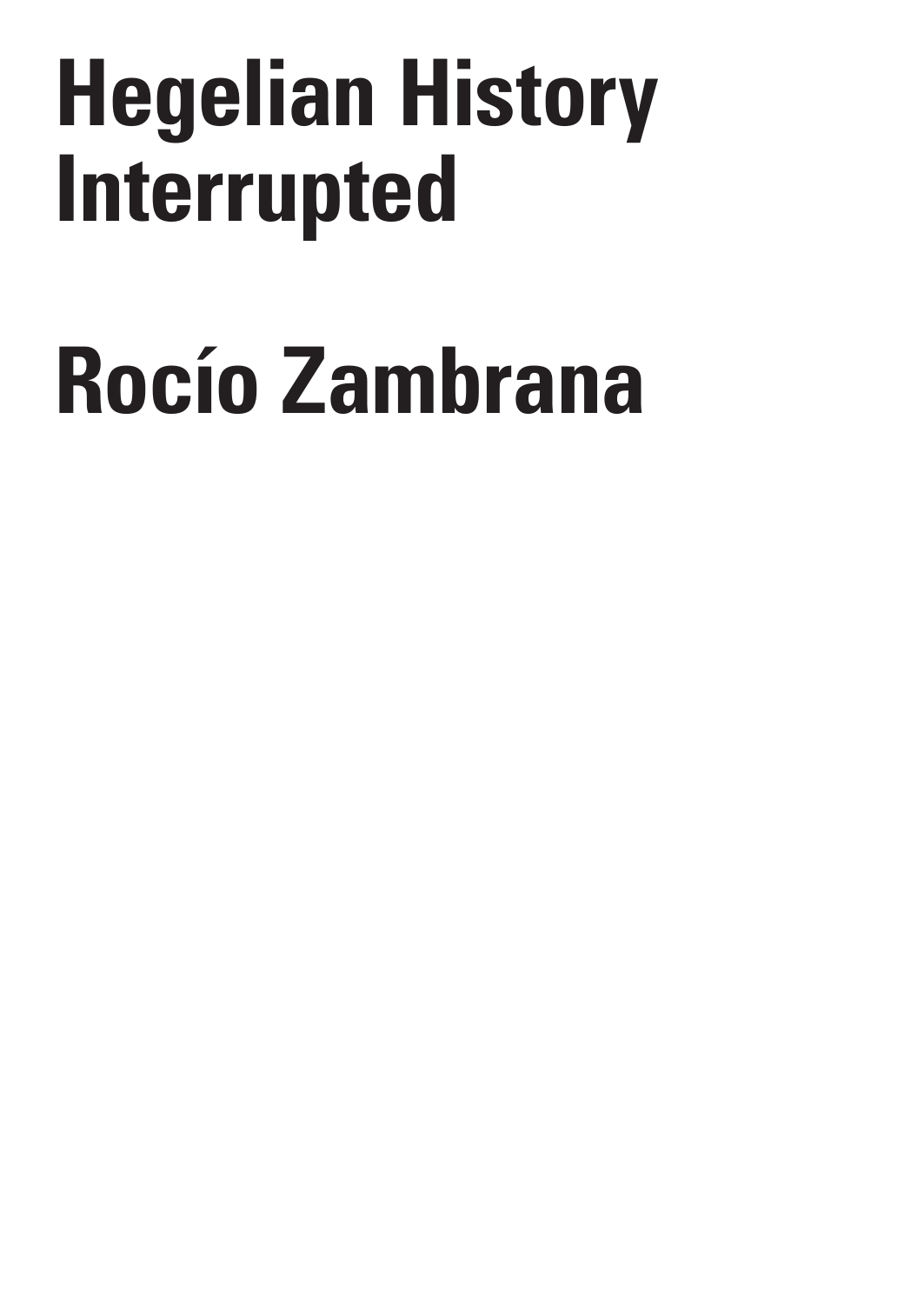# Hegelian History Interrupted

# Rocío Zambrana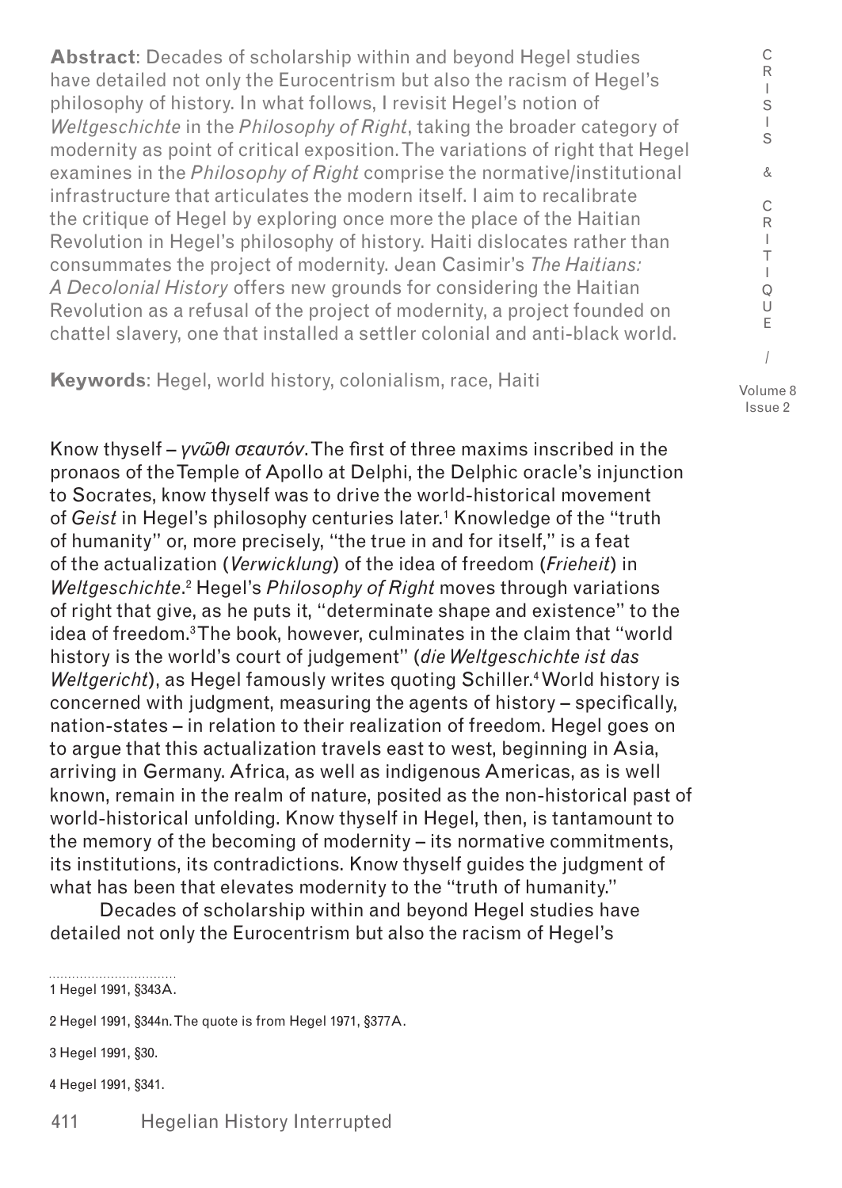**Abstract**: Decades of scholarship within and beyond Hegel studies have detailed not only the Eurocentrism but also the racism of Hegel's philosophy of history. In what follows, I revisit Hegel's notion of *Weltgeschichte* in the *Philosophy of Right*, taking the broader category of modernity as point of critical exposition. The variations of right that Hegel examines in the *Philosophy of Right* comprise the normative/institutional infrastructure that articulates the modern itself. I aim to recalibrate the critique of Hegel by exploring once more the place of the Haitian Revolution in Hegel's philosophy of history. Haiti dislocates rather than consummates the project of modernity. Jean Casimir's *The Haitians: A Decolonial History* offers new grounds for considering the Haitian Revolution as a refusal of the project of modernity, a project founded on chattel slavery, one that installed a settler colonial and anti-black world.

**Keywords**: Hegel, world history, colonialism, race, Haiti

Know thyself – *γνῶθι σεαυτόν*. The first of three maxims inscribed in the pronaos of the Temple of Apollo at Delphi, the Delphic oracle's injunction to Socrates, know thyself was to drive the world-historical movement of *Geist* in Hegel's philosophy centuries later.[1] Knowledge of the "truth of humanity" or, more precisely, "the true in and for itself," is a feat of the actualization (*Verwicklung*) of the idea of freedom (*Frieheit*) in *Weltgeschichte*.[2] Hegel's *Philosophy of Right* moves through variations of right that give, as he puts it, "determinate shape and existence" to the idea of freedom.[3] The book, however, culminates in the claim that "world history is the world's court of judgement" (*die Weltgeschichte ist das Weltgericht*), as Hegel famously writes quoting Schiller.[4] World history is concerned with judgment, measuring the agents of history – specifically, nation-states – in relation to their realization of freedom. Hegel goes on to argue that this actualization travels east to west, beginning in Asia, arriving in Germany. Africa, as well as indigenous Americas, as is well known, remain in the realm of nature, posited as the non-historical past of world-historical unfolding. Know thyself in Hegel, then, is tantamount to the memory of the becoming of modernity – its normative commitments, its institutions, its contradictions. Know thyself guides the judgment of what has been that elevates modernity to the "truth of humanity."

Decades of scholarship within and beyond Hegel studies have detailed not only the Eurocentrism but also the racism of Hegel's

1 Hegel 1991, §343A.

2 Hegel 1991, §344n. The quote is from Hegel 1971, §377A.

3 Hegel 1991, §30.

4 Hegel 1991, §341.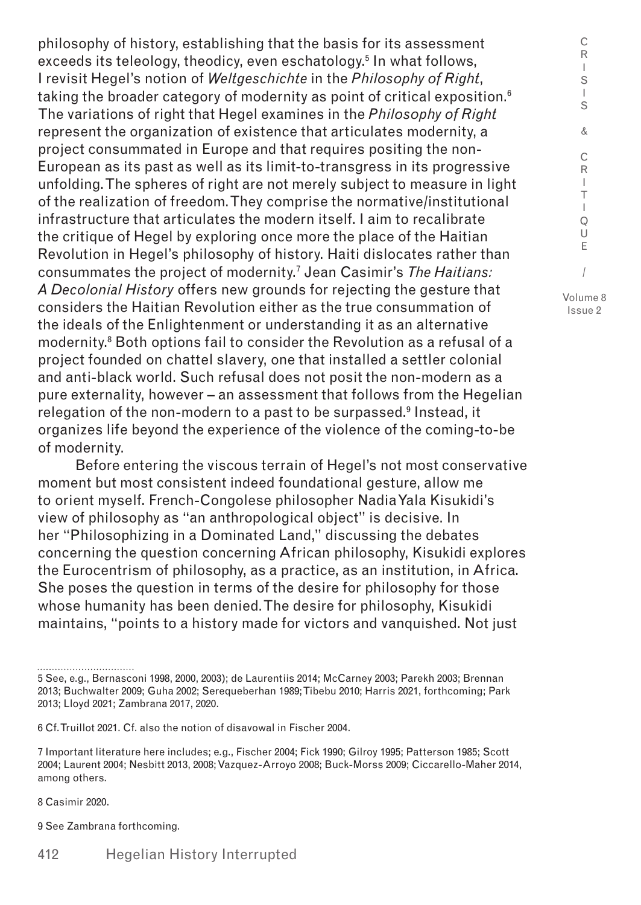philosophy of history, establishing that the basis for its assessment exceeds its teleology, theodicy, even eschatology.[5] In what follows, I revisit Hegel's notion of *Weltgeschichte* in the *Philosophy of Right*, taking the broader category of modernity as point of critical exposition.[6] The variations of right that Hegel examines in the *Philosophy of Right* represent the organization of existence that articulates modernity, a project consummated in Europe and that requires positing the non-European as its past as well as its limit-to-transgress in its progressive unfolding. The spheres of right are not merely subject to measure in light of the realization of freedom. They comprise the normative/institutional infrastructure that articulates the modern itself. I aim to recalibrate the critique of Hegel by exploring once more the place of the Haitian Revolution in Hegel's philosophy of history. Haiti dislocates rather than consummates the project of modernity.[7] Jean Casimir's *The Haitians: A Decolonial History* offers new grounds for rejecting the gesture that considers the Haitian Revolution either as the true consummation of the ideals of the Enlightenment or understanding it as an alternative modernity.[8] Both options fail to consider the Revolution as a refusal of a project founded on chattel slavery, one that installed a settler colonial and anti-black world. Such refusal does not posit the non-modern as a pure externality, however – an assessment that follows from the Hegelian relegation of the non-modern to a past to be surpassed.[9] Instead, it organizes life beyond the experience of the violence of the coming-to-be of modernity.

Before entering the viscous terrain of Hegel's not most conservative moment but most consistent indeed foundational gesture, allow me to orient myself. French-Congolese philosopher Nadia Yala Kisukidi's view of philosophy as "an anthropological object" is decisive. In her "Philosophizing in a Dominated Land," discussing the debates concerning the question concerning African philosophy, Kisukidi explores the Eurocentrism of philosophy, as a practice, as an institution, in Africa. She poses the question in terms of the desire for philosophy for those whose humanity has been denied. The desire for philosophy, Kisukidi maintains, "points to a history made for victors and vanquished. Not just

---

5 See, e.g., Bernasconi 1998, 2000, 2003); de Laurentiis 2014; McCarney 2003; Parekh 2003; Brennan 2013; Buchwalter 2009; Guha 2002; Serequeberhan 1989; Tibebu 2010; Harris 2021, forthcoming; Park 2013; Lloyd 2021; Zambrana 2017, 2020.

6 Cf. Truillot 2021. Cf. also the notion of disavowal in Fischer 2004.

7 Important literature here includes; e.g., Fischer 2004; Fick 1990; Gilroy 1995; Patterson 1985; Scott 2004; Laurent 2004; Nesbitt 2013, 2008; Vazquez-Arroyo 2008; Buck-Morss 2009; Ciccarello-Maher 2014, among others.

8 Casimir 2020.

9 See Zambrana forthcoming.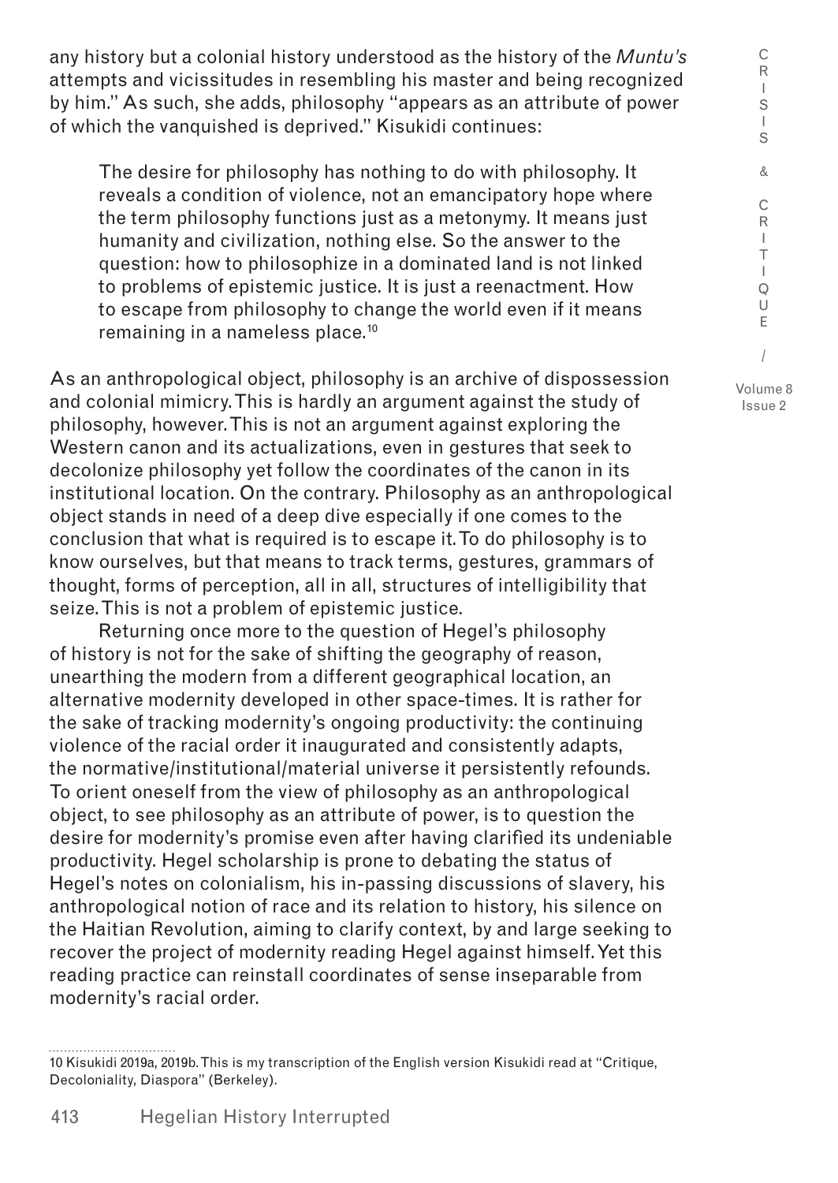any history but a colonial history understood as the history of the *Muntu's* attempts and vicissitudes in resembling his master and being recognized by him." As such, she adds, philosophy "appears as an attribute of power of which the vanquished is deprived." Kisukidi continues:

> The desire for philosophy has nothing to do with philosophy. It reveals a condition of violence, not an emancipatory hope where the term philosophy functions just as a metonymy. It means just humanity and civilization, nothing else. So the answer to the question: how to philosophize in a dominated land is not linked to problems of epistemic justice. It is just a reenactment. How to escape from philosophy to change the world even if it means remaining in a nameless place.[10]

As an anthropological object, philosophy is an archive of dispossession and colonial mimicry. This is hardly an argument against the study of philosophy, however. This is not an argument against exploring the Western canon and its actualizations, even in gestures that seek to decolonize philosophy yet follow the coordinates of the canon in its institutional location. On the contrary. Philosophy as an anthropological object stands in need of a deep dive especially if one comes to the conclusion that what is required is to escape it. To do philosophy is to know ourselves, but that means to track terms, gestures, grammars of thought, forms of perception, all in all, structures of intelligibility that seize. This is not a problem of epistemic justice.

Returning once more to the question of Hegel's philosophy of history is not for the sake of shifting the geography of reason, unearthing the modern from a different geographical location, an alternative modernity developed in other space-times. It is rather for the sake of tracking modernity's ongoing productivity: the continuing violence of the racial order it inaugurated and consistently adapts, the normative/institutional/material universe it persistently refounds. To orient oneself from the view of philosophy as an anthropological object, to see philosophy as an attribute of power, is to question the desire for modernity's promise even after having clarified its undeniable productivity. Hegel scholarship is prone to debating the status of Hegel's notes on colonialism, his in-passing discussions of slavery, his anthropological notion of race and its relation to history, his silence on the Haitian Revolution, aiming to clarify context, by and large seeking to recover the project of modernity reading Hegel against himself. Yet this reading practice can reinstall coordinates of sense inseparable from modernity's racial order.

---

10 Kisukidi 2019a, 2019b. This is my transcription of the English version Kisukidi read at "Critique, Decoloniality, Diaspora" (Berkeley).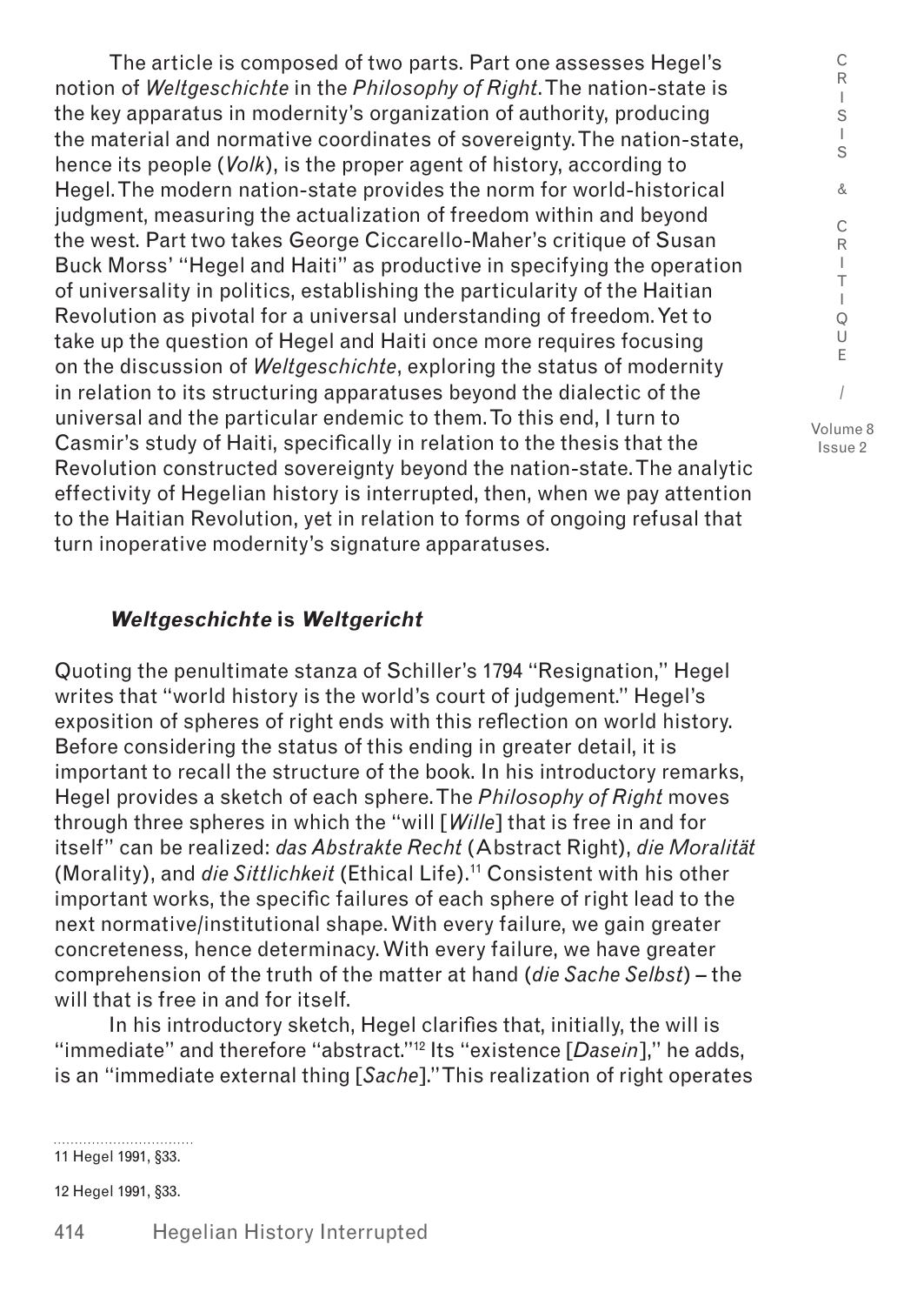The article is composed of two parts. Part one assesses Hegel's notion of *Weltgeschichte* in the *Philosophy of Right*. The nation-state is the key apparatus in modernity's organization of authority, producing the material and normative coordinates of sovereignty. The nation-state, hence its people (*Volk*), is the proper agent of history, according to Hegel. The modern nation-state provides the norm for world-historical judgment, measuring the actualization of freedom within and beyond the west. Part two takes George Ciccarello-Maher's critique of Susan Buck Morss' "Hegel and Haiti" as productive in specifying the operation of universality in politics, establishing the particularity of the Haitian Revolution as pivotal for a universal understanding of freedom. Yet to take up the question of Hegel and Haiti once more requires focusing on the discussion of *Weltgeschichte*, exploring the status of modernity in relation to its structuring apparatuses beyond the dialectic of the universal and the particular endemic to them. To this end, I turn to Casmir's study of Haiti, specifically in relation to the thesis that the Revolution constructed sovereignty beyond the nation-state. The analytic effectivity of Hegelian history is interrupted, then, when we pay attention to the Haitian Revolution, yet in relation to forms of ongoing refusal that turn inoperative modernity's signature apparatuses.

## ***Weltgeschichte* is *Weltgericht***

Quoting the penultimate stanza of Schiller's 1794 "Resignation," Hegel writes that "world history is the world's court of judgement." Hegel's exposition of spheres of right ends with this reflection on world history. Before considering the status of this ending in greater detail, it is important to recall the structure of the book. In his introductory remarks, Hegel provides a sketch of each sphere. The *Philosophy of Right* moves through three spheres in which the "will [*Wille*] that is free in and for itself" can be realized: *das Abstrakte Recht* (Abstract Right), *die Moralität* (Morality), and *die Sittlichkeit* (Ethical Life).[11] Consistent with his other important works, the specific failures of each sphere of right lead to the next normative/institutional shape. With every failure, we gain greater concreteness, hence determinacy. With every failure, we have greater comprehension of the truth of the matter at hand (*die Sache Selbst*) – the will that is free in and for itself.

In his introductory sketch, Hegel clarifies that, initially, the will is "immediate" and therefore "abstract."[12] Its "existence [*Dasein*]," he adds, is an "immediate external thing [*Sache*]." This realization of right operates

11 Hegel 1991, §33.

12 Hegel 1991, §33.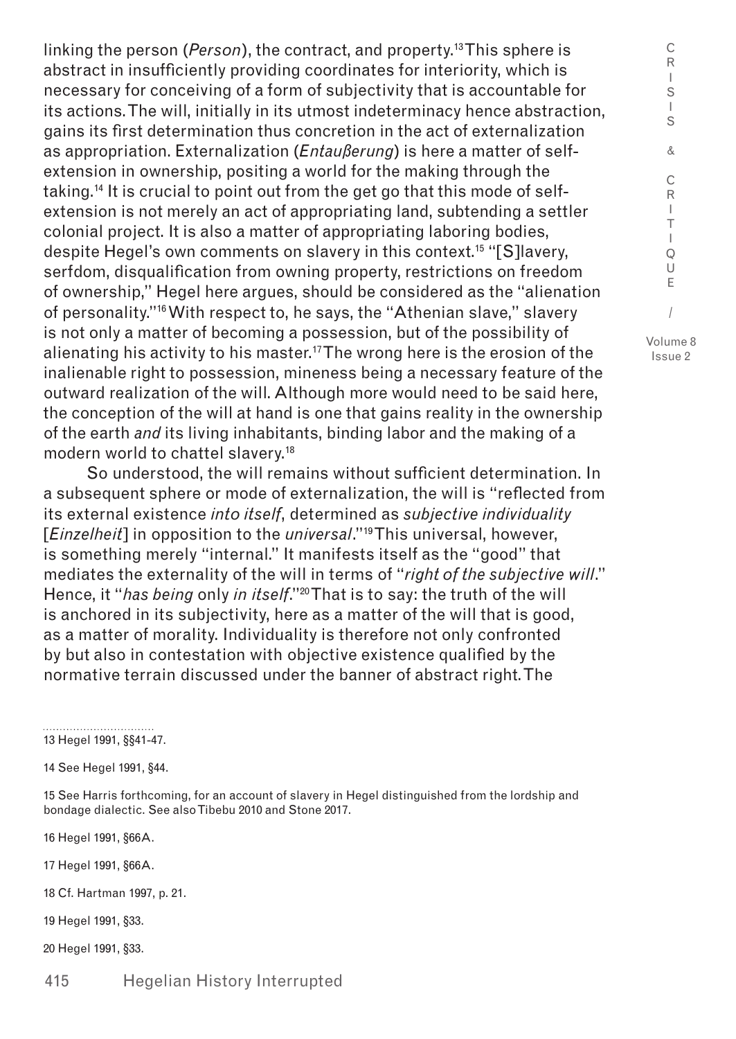linking the person (*Person*), the contract, and property.[13] This sphere is abstract in insufficiently providing coordinates for interiority, which is necessary for conceiving of a form of subjectivity that is accountable for its actions. The will, initially in its utmost indeterminacy hence abstraction, gains its first determination thus concretion in the act of externalization as appropriation. Externalization (*Entaußerung*) is here a matter of self-extension in ownership, positing a world for the making through the taking.[14] It is crucial to point out from the get go that this mode of self-extension is not merely an act of appropriating land, subtending a settler colonial project. It is also a matter of appropriating laboring bodies, despite Hegel's own comments on slavery in this context.[15] "[S]lavery, serfdom, disqualification from owning property, restrictions on freedom of ownership," Hegel here argues, should be considered as the "alienation of personality."[16] With respect to, he says, the "Athenian slave," slavery is not only a matter of becoming a possession, but of the possibility of alienating his activity to his master.[17] The wrong here is the erosion of the inalienable right to possession, mineness being a necessary feature of the outward realization of the will. Although more would need to be said here, the conception of the will at hand is one that gains reality in the ownership of the earth *and* its living inhabitants, binding labor and the making of a modern world to chattel slavery.[18]

So understood, the will remains without sufficient determination. In a subsequent sphere or mode of externalization, the will is "reflected from its external existence *into itself*, determined as *subjective individuality* [*Einzelheit*] in opposition to the *universal*."[19] This universal, however, is something merely "internal." It manifests itself as the "good" that mediates the externality of the will in terms of "*right of the subjective will*." Hence, it "*has being* only *in itself*."[20] That is to say: the truth of the will is anchored in its subjectivity, here as a matter of the will that is good, as a matter of morality. Individuality is therefore not only confronted by but also in contestation with objective existence qualified by the normative terrain discussed under the banner of abstract right. The

---

13 Hegel 1991, §§41-47.

14 See Hegel 1991, §44.

15 See Harris forthcoming, for an account of slavery in Hegel distinguished from the lordship and bondage dialectic. See also Tibebu 2010 and Stone 2017.

16 Hegel 1991, §66A.

17 Hegel 1991, §66A.

18 Cf. Hartman 1997, p. 21.

19 Hegel 1991, §33.

20 Hegel 1991, §33.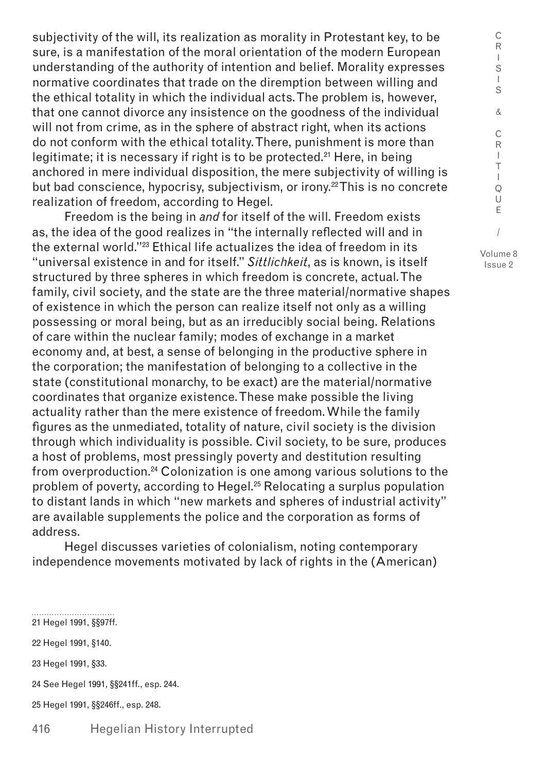subjectivity of the will, its realization as morality in Protestant key, to be sure, is a manifestation of the moral orientation of the modern European understanding of the authority of intention and belief. Morality expresses normative coordinates that trade on the diremption between willing and the ethical totality in which the individual acts. The problem is, however, that one cannot divorce any insistence on the goodness of the individual will not from crime, as in the sphere of abstract right, when its actions do not conform with the ethical totality. There, punishment is more than legitimate; it is necessary if right is to be protected.[21] Here, in being anchored in mere individual disposition, the mere subjectivity of willing is but bad conscience, hypocrisy, subjectivism, or irony.[22] This is no concrete realization of freedom, according to Hegel.

Freedom is the being in *and* for itself of the will. Freedom exists as, the idea of the good realizes in "the internally reflected will and in the external world."[23] Ethical life actualizes the idea of freedom in its "universal existence in and for itself." *Sittlichkeit*, as is known, is itself structured by three spheres in which freedom is concrete, actual. The family, civil society, and the state are the three material/normative shapes of existence in which the person can realize itself not only as a willing possessing or moral being, but as an irreducibly social being. Relations of care within the nuclear family; modes of exchange in a market economy and, at best, a sense of belonging in the productive sphere in the corporation; the manifestation of belonging to a collective in the state (constitutional monarchy, to be exact) are the material/normative coordinates that organize existence. These make possible the living actuality rather than the mere existence of freedom. While the family figures as the unmediated, totality of nature, civil society is the division through which individuality is possible. Civil society, to be sure, produces a host of problems, most pressingly poverty and destitution resulting from overproduction.[24] Colonization is one among various solutions to the problem of poverty, according to Hegel.[25] Relocating a surplus population to distant lands in which "new markets and spheres of industrial activity" are available supplements the police and the corporation as forms of address.

Hegel discusses varieties of colonialism, noting contemporary independence movements motivated by lack of rights in the (American)

---

21 Hegel 1991, §§97ff.

22 Hegel 1991, §140.

23 Hegel 1991, §33.

24 See Hegel 1991, §§241ff., esp. 244.

25 Hegel 1991, §§246ff., esp. 248.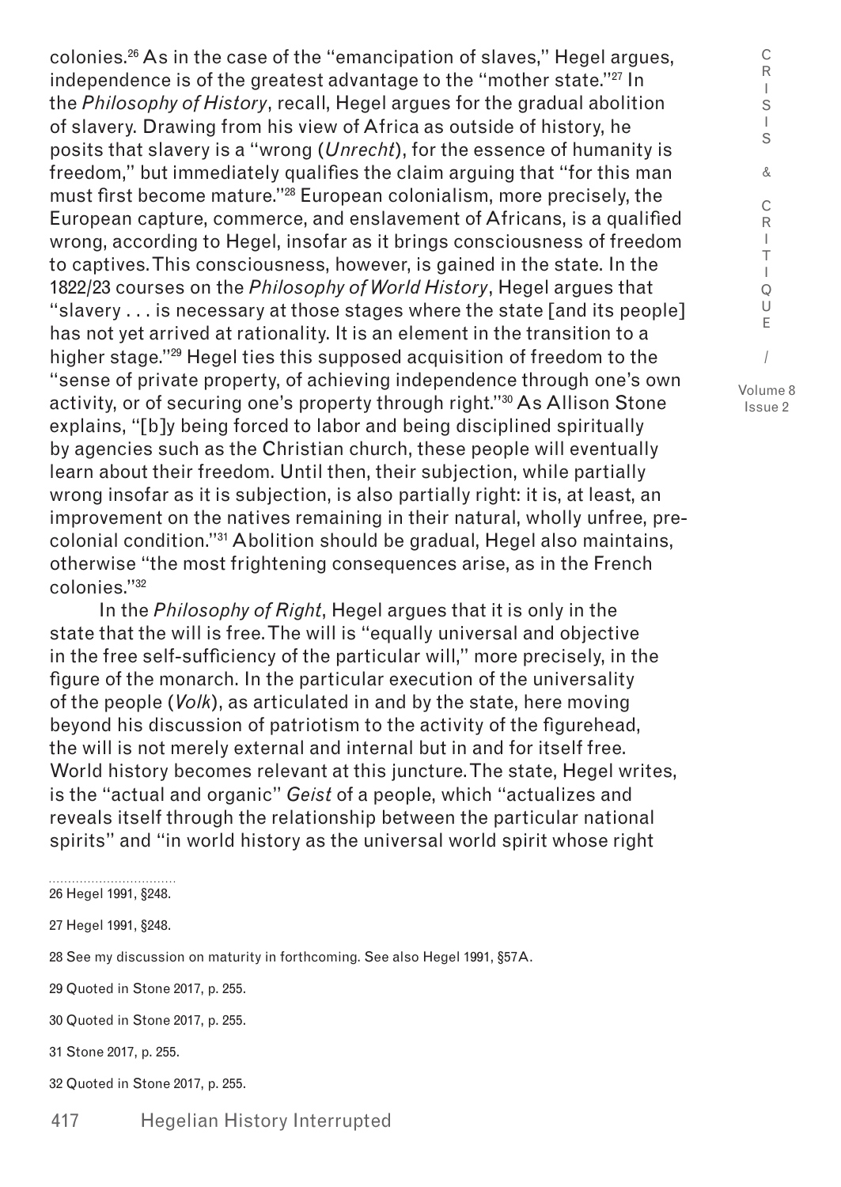colonies.[26] As in the case of the "emancipation of slaves," Hegel argues, independence is of the greatest advantage to the "mother state."[27] In the *Philosophy of History*, recall, Hegel argues for the gradual abolition of slavery. Drawing from his view of Africa as outside of history, he posits that slavery is a "wrong (*Unrecht*), for the essence of humanity is freedom," but immediately qualifies the claim arguing that "for this man must first become mature."[28] European colonialism, more precisely, the European capture, commerce, and enslavement of Africans, is a qualified wrong, according to Hegel, insofar as it brings consciousness of freedom to captives. This consciousness, however, is gained in the state. In the 1822/23 courses on the *Philosophy of World History*, Hegel argues that "slavery . . . is necessary at those stages where the state [and its people] has not yet arrived at rationality. It is an element in the transition to a higher stage."[29] Hegel ties this supposed acquisition of freedom to the "sense of private property, of achieving independence through one's own activity, or of securing one's property through right."[30] As Allison Stone explains, "[b]y being forced to labor and being disciplined spiritually by agencies such as the Christian church, these people will eventually learn about their freedom. Until then, their subjection, while partially wrong insofar as it is subjection, is also partially right: it is, at least, an improvement on the natives remaining in their natural, wholly unfree, pre-colonial condition."[31] Abolition should be gradual, Hegel also maintains, otherwise "the most frightening consequences arise, as in the French colonies."[32]

In the *Philosophy of Right*, Hegel argues that it is only in the state that the will is free. The will is "equally universal and objective in the free self-sufficiency of the particular will," more precisely, in the figure of the monarch. In the particular execution of the universality of the people (*Volk*), as articulated in and by the state, here moving beyond his discussion of patriotism to the activity of the figurehead, the will is not merely external and internal but in and for itself free. World history becomes relevant at this juncture. The state, Hegel writes, is the "actual and organic" *Geist* of a people, which "actualizes and reveals itself through the relationship between the particular national spirits" and "in world history as the universal world spirit whose right

26 Hegel 1991, §248.

27 Hegel 1991, §248.

28 See my discussion on maturity in forthcoming. See also Hegel 1991, §57A.

29 Quoted in Stone 2017, p. 255.

30 Quoted in Stone 2017, p. 255.

31 Stone 2017, p. 255.

32 Quoted in Stone 2017, p. 255.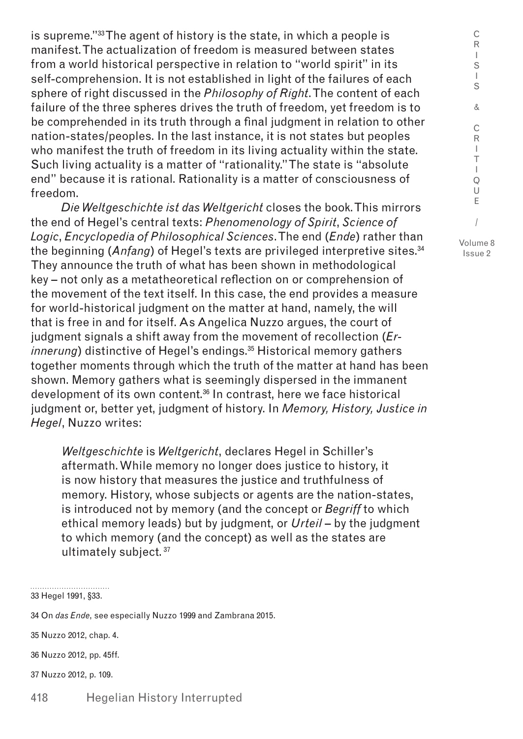is supreme."[33] The agent of history is the state, in which a people is manifest. The actualization of freedom is measured between states from a world historical perspective in relation to "world spirit" in its self-comprehension. It is not established in light of the failures of each sphere of right discussed in the *Philosophy of Right*. The content of each failure of the three spheres drives the truth of freedom, yet freedom is to be comprehended in its truth through a final judgment in relation to other nation-states/peoples. In the last instance, it is not states but peoples who manifest the truth of freedom in its living actuality within the state. Such living actuality is a matter of "rationality." The state is "absolute end" because it is rational. Rationality is a matter of consciousness of freedom.

*Die Weltgeschichte ist das Weltgericht* closes the book. This mirrors the end of Hegel's central texts: *Phenomenology of Spirit*, *Science of Logic*, *Encyclopedia of Philosophical Sciences*. The end (*Ende*) rather than the beginning (*Anfang*) of Hegel's texts are privileged interpretive sites.[34] They announce the truth of what has been shown in methodological key – not only as a metatheoretical reflection on or comprehension of the movement of the text itself. In this case, the end provides a measure for world-historical judgment on the matter at hand, namely, the will that is free in and for itself. As Angelica Nuzzo argues, the court of judgment signals a shift away from the movement of recollection (*Erinnerung*) distinctive of Hegel's endings.[35] Historical memory gathers together moments through which the truth of the matter at hand has been shown. Memory gathers what is seemingly dispersed in the immanent development of its own content.[36] In contrast, here we face historical judgment or, better yet, judgment of history. In *Memory, History, Justice in Hegel*, Nuzzo writes:

> *Weltgeschichte* is *Weltgericht*, declares Hegel in Schiller's aftermath. While memory no longer does justice to history, it is now history that measures the justice and truthfulness of memory. History, whose subjects or agents are the nation-states, is introduced not by memory (and the concept or *Begriff* to which ethical memory leads) but by judgment, or *Urteil* – by the judgment to which memory (and the concept) as well as the states are ultimately subject.[37]

33 Hegel 1991, §33.

34 On *das Ende*, see especially Nuzzo 1999 and Zambrana 2015.

35 Nuzzo 2012, chap. 4.

36 Nuzzo 2012, pp. 45ff.

37 Nuzzo 2012, p. 109.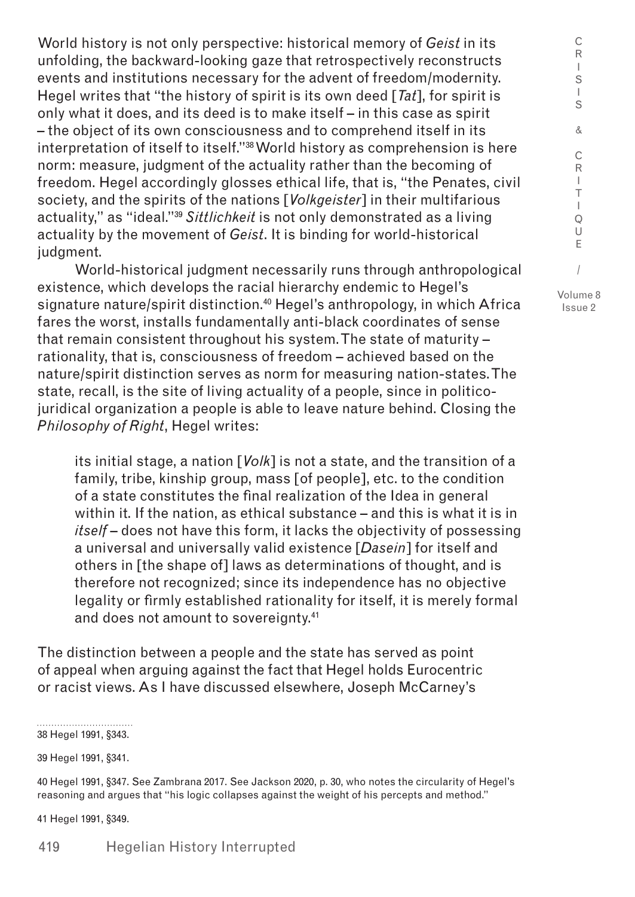World history is not only perspective: historical memory of *Geist* in its unfolding, the backward-looking gaze that retrospectively reconstructs events and institutions necessary for the advent of freedom/modernity. Hegel writes that "the history of spirit is its own deed [*Tat*], for spirit is only what it does, and its deed is to make itself – in this case as spirit – the object of its own consciousness and to comprehend itself in its interpretation of itself to itself."[38] World history as comprehension is here norm: measure, judgment of the actuality rather than the becoming of freedom. Hegel accordingly glosses ethical life, that is, "the Penates, civil society, and the spirits of the nations [*Volkgeister*] in their multifarious actuality," as "ideal."[39] *Sittlichkeit* is not only demonstrated as a living actuality by the movement of *Geist*. It is binding for world-historical judgment.

World-historical judgment necessarily runs through anthropological existence, which develops the racial hierarchy endemic to Hegel's signature nature/spirit distinction.[40] Hegel's anthropology, in which Africa fares the worst, installs fundamentally anti-black coordinates of sense that remain consistent throughout his system. The state of maturity – rationality, that is, consciousness of freedom – achieved based on the nature/spirit distinction serves as norm for measuring nation-states. The state, recall, is the site of living actuality of a people, since in politico-juridical organization a people is able to leave nature behind. Closing the *Philosophy of Right*, Hegel writes:

> its initial stage, a nation [*Volk*] is not a state, and the transition of a family, tribe, kinship group, mass [of people], etc. to the condition of a state constitutes the final realization of the Idea in general within it. If the nation, as ethical substance – and this is what it is in *itself* – does not have this form, it lacks the objectivity of possessing a universal and universally valid existence [*Dasein*] for itself and others in [the shape of] laws as determinations of thought, and is therefore not recognized; since its independence has no objective legality or firmly established rationality for itself, it is merely formal and does not amount to sovereignty.[41]

The distinction between a people and the state has served as point of appeal when arguing against the fact that Hegel holds Eurocentric or racist views. As I have discussed elsewhere, Joseph McCarney's

---

38 Hegel 1991, §343.

39 Hegel 1991, §341.

40 Hegel 1991, §347. See Zambrana 2017. See Jackson 2020, p. 30, who notes the circularity of Hegel's reasoning and argues that "his logic collapses against the weight of his percepts and method."

41 Hegel 1991, §349.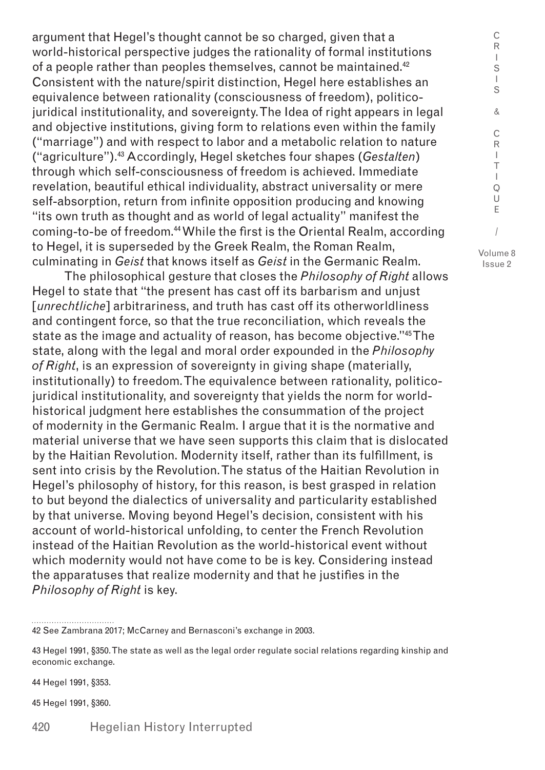argument that Hegel's thought cannot be so charged, given that a world-historical perspective judges the rationality of formal institutions of a people rather than peoples themselves, cannot be maintained.[42] Consistent with the nature/spirit distinction, Hegel here establishes an equivalence between rationality (consciousness of freedom), politico-juridical institutionality, and sovereignty. The Idea of right appears in legal and objective institutions, giving form to relations even within the family ("marriage") and with respect to labor and a metabolic relation to nature ("agriculture").[43] Accordingly, Hegel sketches four shapes (*Gestalten*) through which self-consciousness of freedom is achieved. Immediate revelation, beautiful ethical individuality, abstract universality or mere self-absorption, return from infinite opposition producing and knowing "its own truth as thought and as world of legal actuality" manifest the coming-to-be of freedom.[44] While the first is the Oriental Realm, according to Hegel, it is superseded by the Greek Realm, the Roman Realm, culminating in *Geist* that knows itself as *Geist* in the Germanic Realm.

The philosophical gesture that closes the *Philosophy of Right* allows Hegel to state that "the present has cast off its barbarism and unjust [*unrechtliche*] arbitrariness, and truth has cast off its otherworldliness and contingent force, so that the true reconciliation, which reveals the state as the image and actuality of reason, has become objective."[45] The state, along with the legal and moral order expounded in the *Philosophy of Right*, is an expression of sovereignty in giving shape (materially, institutionally) to freedom. The equivalence between rationality, politico-juridical institutionality, and sovereignty that yields the norm for world-historical judgment here establishes the consummation of the project of modernity in the Germanic Realm. I argue that it is the normative and material universe that we have seen supports this claim that is dislocated by the Haitian Revolution. Modernity itself, rather than its fulfillment, is sent into crisis by the Revolution. The status of the Haitian Revolution in Hegel's philosophy of history, for this reason, is best grasped in relation to but beyond the dialectics of universality and particularity established by that universe. Moving beyond Hegel's decision, consistent with his account of world-historical unfolding, to center the French Revolution instead of the Haitian Revolution as the world-historical event without which modernity would not have come to be is key. Considering instead the apparatuses that realize modernity and that he justifies in the *Philosophy of Right* is key.

---

42 See Zambrana 2017; McCarney and Bernasconi's exchange in 2003.

43 Hegel 1991, §350. The state as well as the legal order regulate social relations regarding kinship and economic exchange.

44 Hegel 1991, §353.

45 Hegel 1991, §360.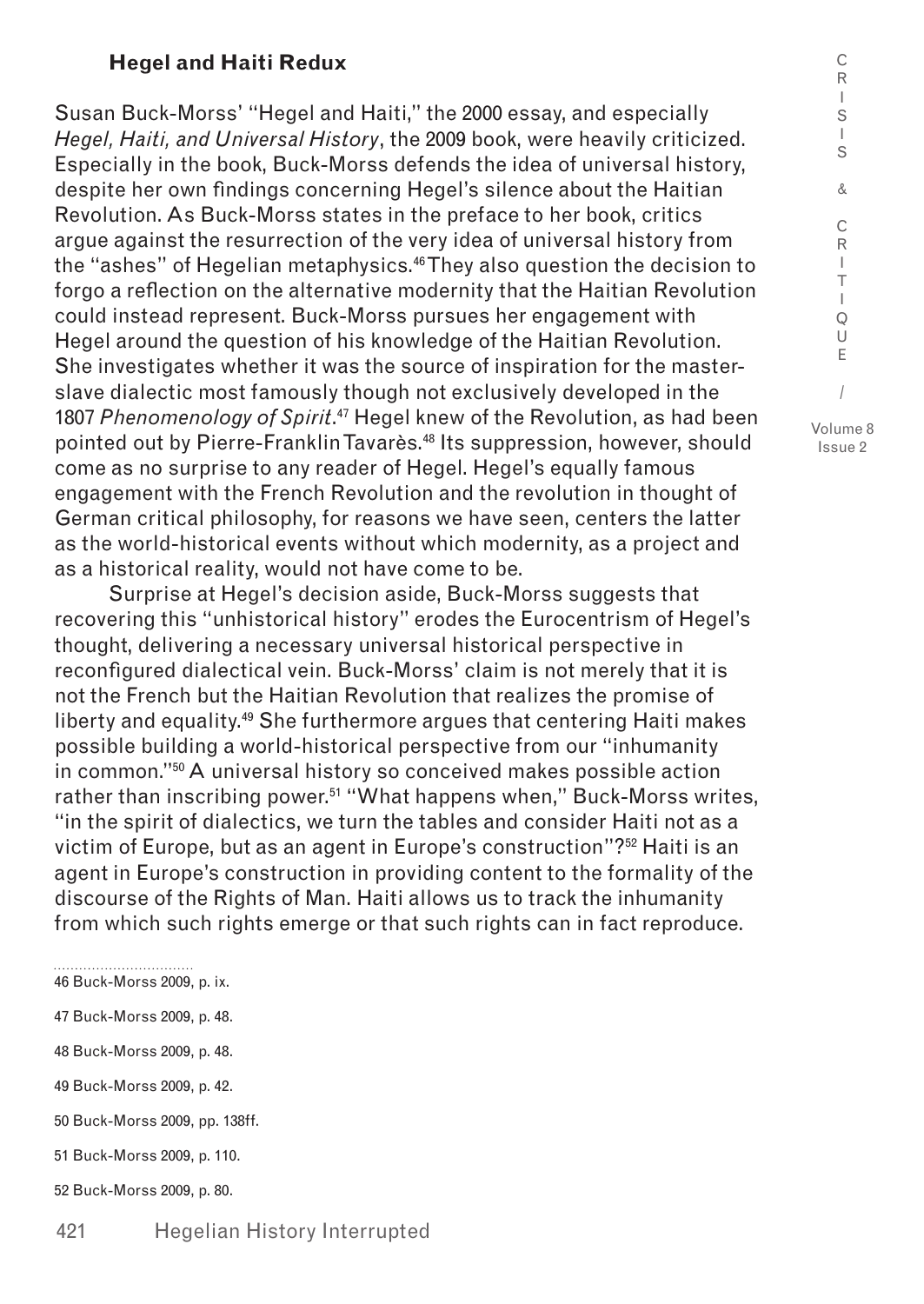### Hegel and Haiti Redux

Susan Buck-Morss' "Hegel and Haiti," the 2000 essay, and especially *Hegel, Haiti, and Universal History*, the 2009 book, were heavily criticized. Especially in the book, Buck-Morss defends the idea of universal history, despite her own findings concerning Hegel's silence about the Haitian Revolution. As Buck-Morss states in the preface to her book, critics argue against the resurrection of the very idea of universal history from the "ashes" of Hegelian metaphysics.[46] They also question the decision to forgo a reflection on the alternative modernity that the Haitian Revolution could instead represent. Buck-Morss pursues her engagement with Hegel around the question of his knowledge of the Haitian Revolution. She investigates whether it was the source of inspiration for the master-slave dialectic most famously though not exclusively developed in the 1807 *Phenomenology of Spirit*.[47] Hegel knew of the Revolution, as had been pointed out by Pierre-Franklin Tavarès.[48] Its suppression, however, should come as no surprise to any reader of Hegel. Hegel's equally famous engagement with the French Revolution and the revolution in thought of German critical philosophy, for reasons we have seen, centers the latter as the world-historical events without which modernity, as a project and as a historical reality, would not have come to be.

Surprise at Hegel's decision aside, Buck-Morss suggests that recovering this "unhistorical history" erodes the Eurocentrism of Hegel's thought, delivering a necessary universal historical perspective in reconfigured dialectical vein. Buck-Morss' claim is not merely that it is not the French but the Haitian Revolution that realizes the promise of liberty and equality.[49] She furthermore argues that centering Haiti makes possible building a world-historical perspective from our "inhumanity in common."[50] A universal history so conceived makes possible action rather than inscribing power.[51] "What happens when," Buck-Morss writes, "in the spirit of dialectics, we turn the tables and consider Haiti not as a victim of Europe, but as an agent in Europe's construction"?[52] Haiti is an agent in Europe's construction in providing content to the formality of the discourse of the Rights of Man. Haiti allows us to track the inhumanity from which such rights emerge or that such rights can in fact reproduce.

---

46 Buck-Morss 2009, p. ix.

47 Buck-Morss 2009, p. 48.

48 Buck-Morss 2009, p. 48.

49 Buck-Morss 2009, p. 42.

50 Buck-Morss 2009, pp. 138ff.

51 Buck-Morss 2009, p. 110.

52 Buck-Morss 2009, p. 80.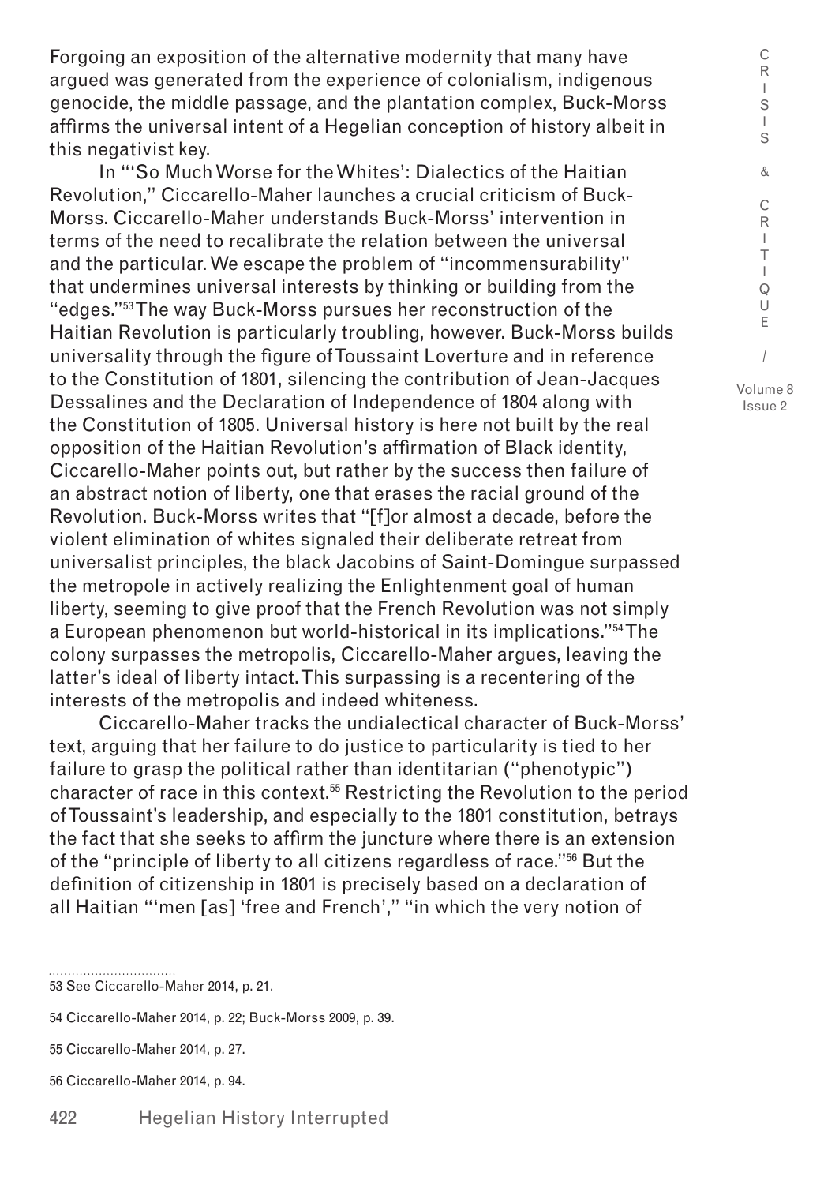Forgoing an exposition of the alternative modernity that many have argued was generated from the experience of colonialism, indigenous genocide, the middle passage, and the plantation complex, Buck-Morss affirms the universal intent of a Hegelian conception of history albeit in this negativist key.

In "'So Much Worse for the Whites': Dialectics of the Haitian Revolution," Ciccarello-Maher launches a crucial criticism of Buck-Morss. Ciccarello-Maher understands Buck-Morss' intervention in terms of the need to recalibrate the relation between the universal and the particular. We escape the problem of "incommensurability" that undermines universal interests by thinking or building from the "edges."[53] The way Buck-Morss pursues her reconstruction of the Haitian Revolution is particularly troubling, however. Buck-Morss builds universality through the figure of Toussaint Loverture and in reference to the Constitution of 1801, silencing the contribution of Jean-Jacques Dessalines and the Declaration of Independence of 1804 along with the Constitution of 1805. Universal history is here not built by the real opposition of the Haitian Revolution's affirmation of Black identity, Ciccarello-Maher points out, but rather by the success then failure of an abstract notion of liberty, one that erases the racial ground of the Revolution. Buck-Morss writes that "[f]or almost a decade, before the violent elimination of whites signaled their deliberate retreat from universalist principles, the black Jacobins of Saint-Domingue surpassed the metropole in actively realizing the Enlightenment goal of human liberty, seeming to give proof that the French Revolution was not simply a European phenomenon but world-historical in its implications."[54] The colony surpasses the metropolis, Ciccarello-Maher argues, leaving the latter's ideal of liberty intact. This surpassing is a recentering of the interests of the metropolis and indeed whiteness.

Ciccarello-Maher tracks the undialectical character of Buck-Morss' text, arguing that her failure to do justice to particularity is tied to her failure to grasp the political rather than identitarian ("phenotypic") character of race in this context.[55] Restricting the Revolution to the period of Toussaint's leadership, and especially to the 1801 constitution, betrays the fact that she seeks to affirm the juncture where there is an extension of the "principle of liberty to all citizens regardless of race."[56] But the definition of citizenship in 1801 is precisely based on a declaration of all Haitian "'men [as] 'free and French'," "in which the very notion of

53 See Ciccarello-Maher 2014, p. 21.

54 Ciccarello-Maher 2014, p. 22; Buck-Morss 2009, p. 39.

55 Ciccarello-Maher 2014, p. 27.

56 Ciccarello-Maher 2014, p. 94.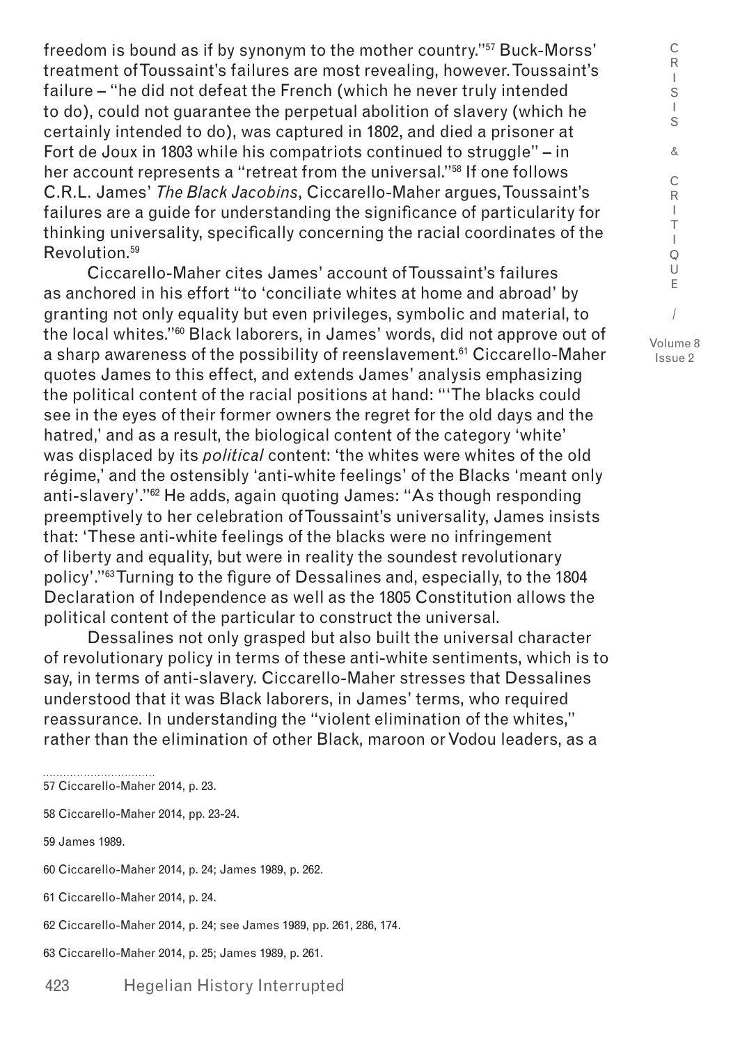freedom is bound as if by synonym to the mother country."[57] Buck-Morss' treatment of Toussaint's failures are most revealing, however. Toussaint's failure – "he did not defeat the French (which he never truly intended to do), could not guarantee the perpetual abolition of slavery (which he certainly intended to do), was captured in 1802, and died a prisoner at Fort de Joux in 1803 while his compatriots continued to struggle" – in her account represents a "retreat from the universal."[58] If one follows C.R.L. James' *The Black Jacobins*, Ciccarello-Maher argues, Toussaint's failures are a guide for understanding the significance of particularity for thinking universality, specifically concerning the racial coordinates of the Revolution.[59]

Ciccarello-Maher cites James' account of Toussaint's failures as anchored in his effort "to 'conciliate whites at home and abroad' by granting not only equality but even privileges, symbolic and material, to the local whites."[60] Black laborers, in James' words, did not approve out of a sharp awareness of the possibility of reenslavement.[61] Ciccarello-Maher quotes James to this effect, and extends James' analysis emphasizing the political content of the racial positions at hand: "'The blacks could see in the eyes of their former owners the regret for the old days and the hatred,' and as a result, the biological content of the category 'white' was displaced by its *political* content: 'the whites were whites of the old régime,' and the ostensibly 'anti-white feelings' of the Blacks 'meant only anti-slavery'."[62] He adds, again quoting James: "As though responding preemptively to her celebration of Toussaint's universality, James insists that: 'These anti-white feelings of the blacks were no infringement of liberty and equality, but were in reality the soundest revolutionary policy'."[63] Turning to the figure of Dessalines and, especially, to the 1804 Declaration of Independence as well as the 1805 Constitution allows the political content of the particular to construct the universal.

Dessalines not only grasped but also built the universal character of revolutionary policy in terms of these anti-white sentiments, which is to say, in terms of anti-slavery. Ciccarello-Maher stresses that Dessalines understood that it was Black laborers, in James' terms, who required reassurance. In understanding the "violent elimination of the whites," rather than the elimination of other Black, maroon or Vodou leaders, as a

---

57 Ciccarello-Maher 2014, p. 23.

58 Ciccarello-Maher 2014, pp. 23-24.

59 James 1989.

60 Ciccarello-Maher 2014, p. 24; James 1989, p. 262.

61 Ciccarello-Maher 2014, p. 24.

62 Ciccarello-Maher 2014, p. 24; see James 1989, pp. 261, 286, 174.

63 Ciccarello-Maher 2014, p. 25; James 1989, p. 261.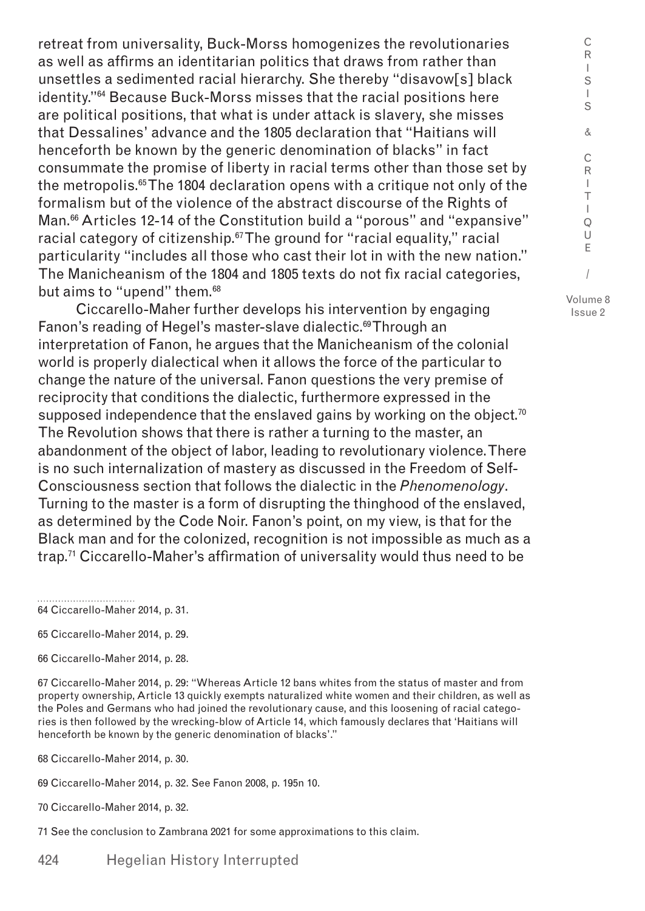retreat from universality, Buck-Morss homogenizes the revolutionaries as well as affirms an identitarian politics that draws from rather than unsettles a sedimented racial hierarchy. She thereby "disavow[s] black identity."[64] Because Buck-Morss misses that the racial positions here are political positions, that what is under attack is slavery, she misses that Dessalines' advance and the 1805 declaration that "Haitians will henceforth be known by the generic denomination of blacks" in fact consummate the promise of liberty in racial terms other than those set by the metropolis.[65] The 1804 declaration opens with a critique not only of the formalism but of the violence of the abstract discourse of the Rights of Man.[66] Articles 12-14 of the Constitution build a "porous" and "expansive" racial category of citizenship.[67] The ground for "racial equality," racial particularity "includes all those who cast their lot in with the new nation." The Manicheanism of the 1804 and 1805 texts do not fix racial categories, but aims to "upend" them.[68]

Ciccarello-Maher further develops his intervention by engaging Fanon's reading of Hegel's master-slave dialectic.[69] Through an interpretation of Fanon, he argues that the Manicheanism of the colonial world is properly dialectical when it allows the force of the particular to change the nature of the universal. Fanon questions the very premise of reciprocity that conditions the dialectic, furthermore expressed in the supposed independence that the enslaved gains by working on the object.[70] The Revolution shows that there is rather a turning to the master, an abandonment of the object of labor, leading to revolutionary violence. There is no such internalization of mastery as discussed in the Freedom of Self-Consciousness section that follows the dialectic in the *Phenomenology*. Turning to the master is a form of disrupting the thinghood of the enslaved, as determined by the Code Noir. Fanon's point, on my view, is that for the Black man and for the colonized, recognition is not impossible as much as a trap.[71] Ciccarello-Maher's affirmation of universality would thus need to be

---

64 Ciccarello-Maher 2014, p. 31.

65 Ciccarello-Maher 2014, p. 29.

66 Ciccarello-Maher 2014, p. 28.

67 Ciccarello-Maher 2014, p. 29: "Whereas Article 12 bans whites from the status of master and from property ownership, Article 13 quickly exempts naturalized white women and their children, as well as the Poles and Germans who had joined the revolutionary cause, and this loosening of racial categories is then followed by the wrecking-blow of Article 14, which famously declares that 'Haitians will henceforth be known by the generic denomination of blacks'."

68 Ciccarello-Maher 2014, p. 30.

69 Ciccarello-Maher 2014, p. 32. See Fanon 2008, p. 195n 10.

70 Ciccarello-Maher 2014, p. 32.

71 See the conclusion to Zambrana 2021 for some approximations to this claim.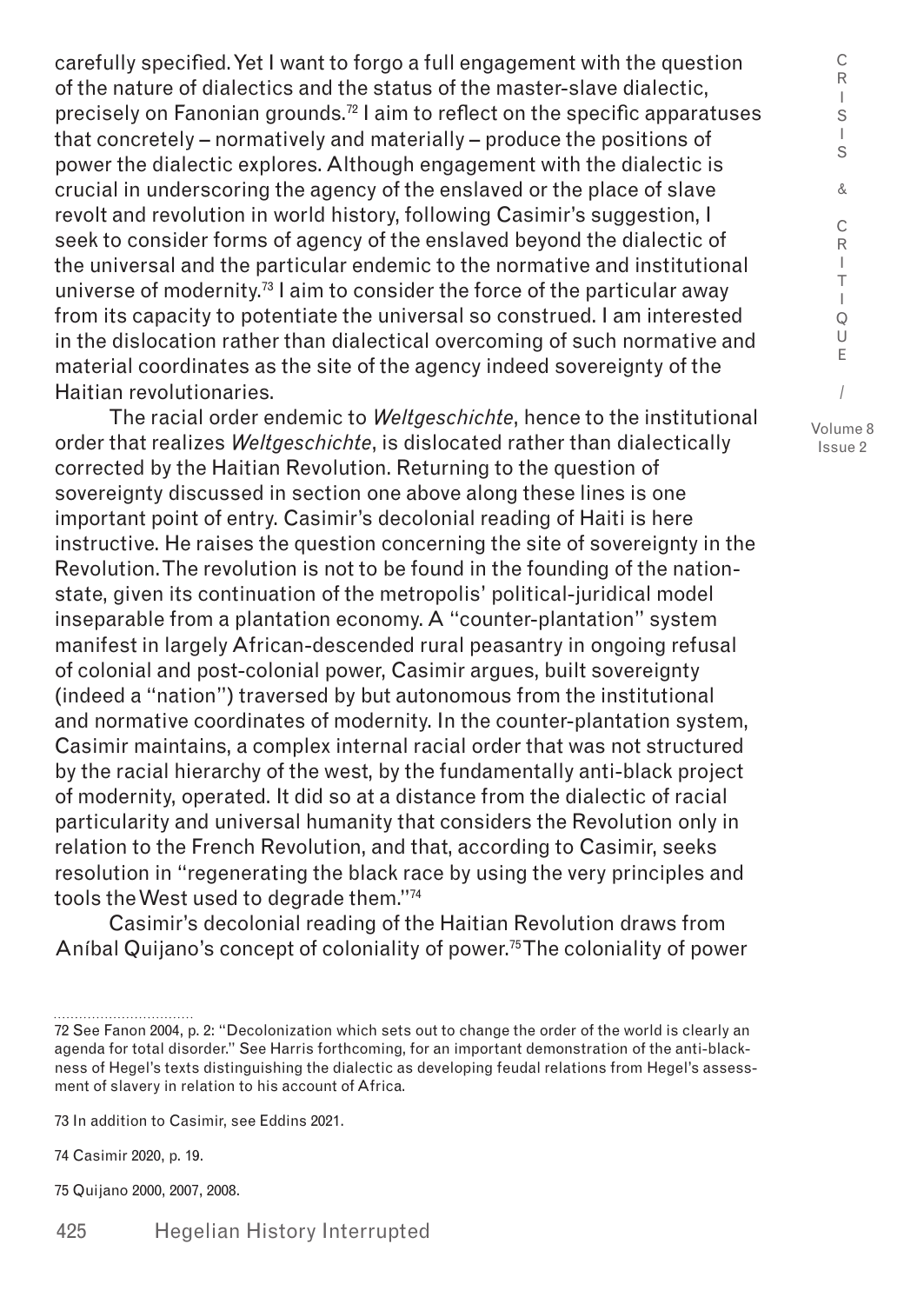carefully specified. Yet I want to forgo a full engagement with the question of the nature of dialectics and the status of the master-slave dialectic, precisely on Fanonian grounds.[72] I aim to reflect on the specific apparatuses that concretely – normatively and materially – produce the positions of power the dialectic explores. Although engagement with the dialectic is crucial in underscoring the agency of the enslaved or the place of slave revolt and revolution in world history, following Casimir's suggestion, I seek to consider forms of agency of the enslaved beyond the dialectic of the universal and the particular endemic to the normative and institutional universe of modernity.[73] I aim to consider the force of the particular away from its capacity to potentiate the universal so construed. I am interested in the dislocation rather than dialectical overcoming of such normative and material coordinates as the site of the agency indeed sovereignty of the Haitian revolutionaries.

The racial order endemic to *Weltgeschichte*, hence to the institutional order that realizes *Weltgeschichte*, is dislocated rather than dialectically corrected by the Haitian Revolution. Returning to the question of sovereignty discussed in section one above along these lines is one important point of entry. Casimir's decolonial reading of Haiti is here instructive. He raises the question concerning the site of sovereignty in the Revolution. The revolution is not to be found in the founding of the nation-state, given its continuation of the metropolis' political-juridical model inseparable from a plantation economy. A "counter-plantation" system manifest in largely African-descended rural peasantry in ongoing refusal of colonial and post-colonial power, Casimir argues, built sovereignty (indeed a "nation") traversed by but autonomous from the institutional and normative coordinates of modernity. In the counter-plantation system, Casimir maintains, a complex internal racial order that was not structured by the racial hierarchy of the west, by the fundamentally anti-black project of modernity, operated. It did so at a distance from the dialectic of racial particularity and universal humanity that considers the Revolution only in relation to the French Revolution, and that, according to Casimir, seeks resolution in "regenerating the black race by using the very principles and tools the West used to degrade them."[74]

Casimir's decolonial reading of the Haitian Revolution draws from Aníbal Quijano's concept of coloniality of power.[75] The coloniality of power

---

72 See Fanon 2004, p. 2: "Decolonization which sets out to change the order of the world is clearly an agenda for total disorder." See Harris forthcoming, for an important demonstration of the anti-blackness of Hegel's texts distinguishing the dialectic as developing feudal relations from Hegel's assessment of slavery in relation to his account of Africa.

73 In addition to Casimir, see Eddins 2021.

74 Casimir 2020, p. 19.

75 Quijano 2000, 2007, 2008.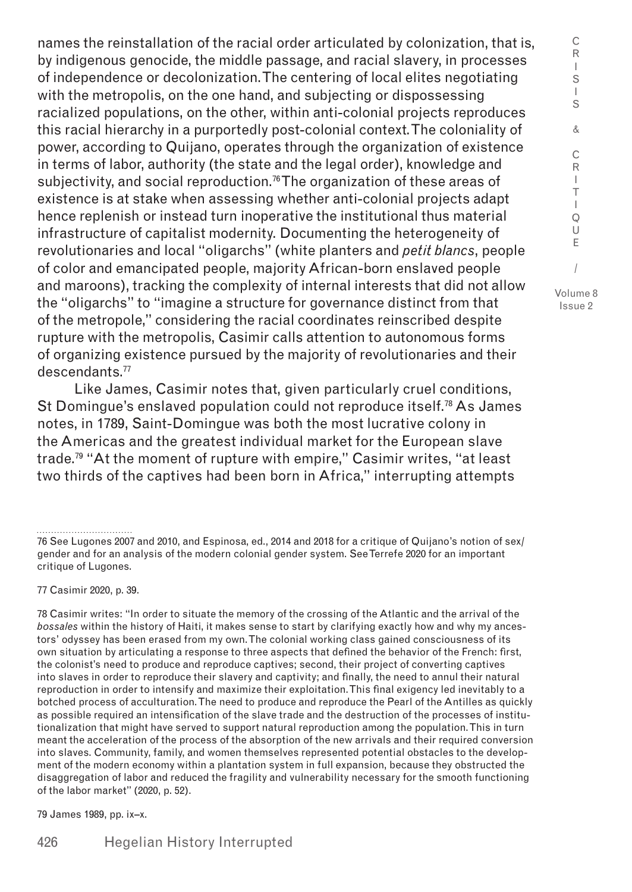names the reinstallation of the racial order articulated by colonization, that is, by indigenous genocide, the middle passage, and racial slavery, in processes of independence or decolonization. The centering of local elites negotiating with the metropolis, on the one hand, and subjecting or dispossessing racialized populations, on the other, within anti-colonial projects reproduces this racial hierarchy in a purportedly post-colonial context. The coloniality of power, according to Quijano, operates through the organization of existence in terms of labor, authority (the state and the legal order), knowledge and subjectivity, and social reproduction.[76] The organization of these areas of existence is at stake when assessing whether anti-colonial projects adapt hence replenish or instead turn inoperative the institutional thus material infrastructure of capitalist modernity. Documenting the heterogeneity of revolutionaries and local "oligarchs" (white planters and *petit blancs*, people of color and emancipated people, majority African-born enslaved people and maroons), tracking the complexity of internal interests that did not allow the "oligarchs" to "imagine a structure for governance distinct from that of the metropole," considering the racial coordinates reinscribed despite rupture with the metropolis, Casimir calls attention to autonomous forms of organizing existence pursued by the majority of revolutionaries and their descendants.[77]

Like James, Casimir notes that, given particularly cruel conditions, St Domingue's enslaved population could not reproduce itself.[78] As James notes, in 1789, Saint-Domingue was both the most lucrative colony in the Americas and the greatest individual market for the European slave trade.[79] "At the moment of rupture with empire," Casimir writes, "at least two thirds of the captives had been born in Africa," interrupting attempts

---

76 See Lugones 2007 and 2010, and Espinosa, ed., 2014 and 2018 for a critique of Quijano's notion of sex/gender and for an analysis of the modern colonial gender system. See Terrefe 2020 for an important critique of Lugones.

77 Casimir 2020, p. 39.

78 Casimir writes: "In order to situate the memory of the crossing of the Atlantic and the arrival of the *bossales* within the history of Haiti, it makes sense to start by clarifying exactly how and why my ancestors' odyssey has been erased from my own. The colonial working class gained consciousness of its own situation by articulating a response to three aspects that defined the behavior of the French: first, the colonist's need to produce and reproduce captives; second, their project of converting captives into slaves in order to reproduce their slavery and captivity; and finally, the need to annul their natural reproduction in order to intensify and maximize their exploitation. This final exigency led inevitably to a botched process of acculturation. The need to produce and reproduce the Pearl of the Antilles as quickly as possible required an intensification of the slave trade and the destruction of the processes of institutionalization that might have served to support natural reproduction among the population. This in turn meant the acceleration of the process of the absorption of the new arrivals and their required conversion into slaves. Community, family, and women themselves represented potential obstacles to the development of the modern economy within a plantation system in full expansion, because they obstructed the disaggregation of labor and reduced the fragility and vulnerability necessary for the smooth functioning of the labor market" (2020, p. 52).

79 James 1989, pp. ix–x.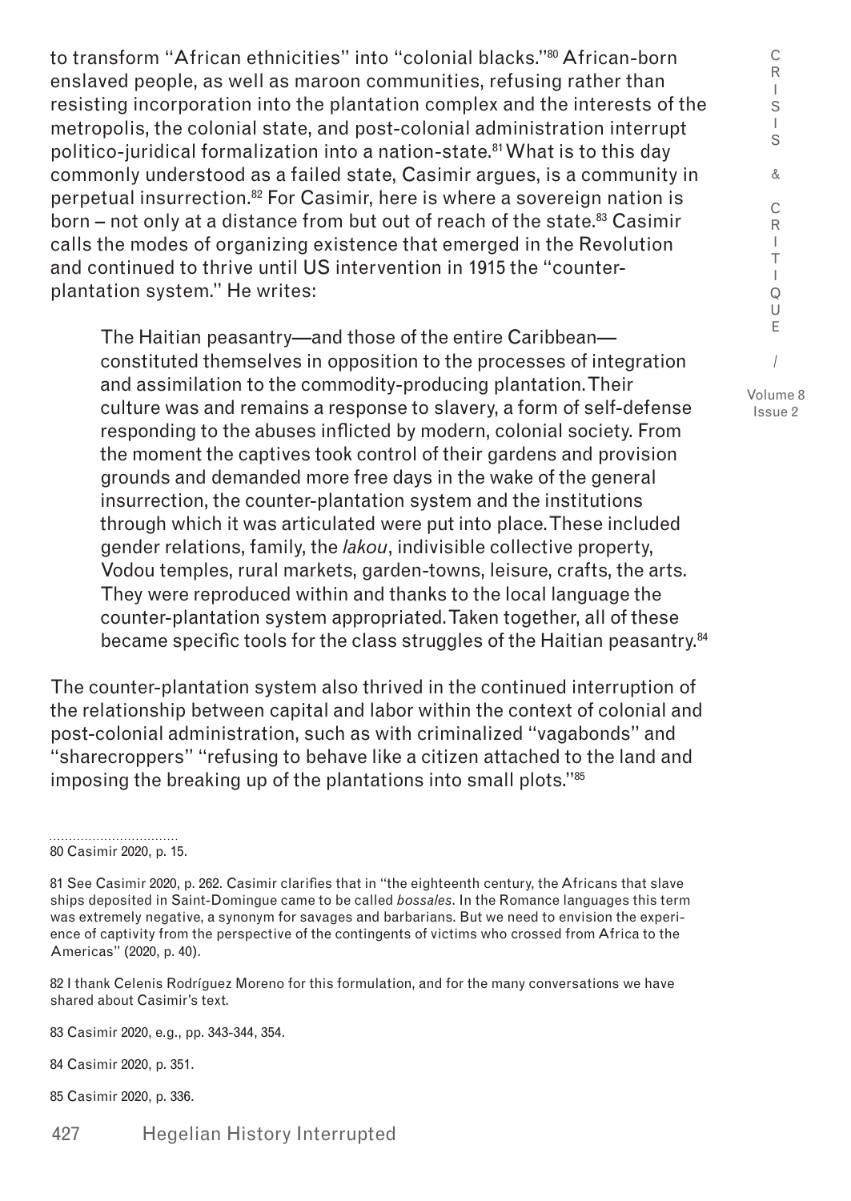to transform "African ethnicities" into "colonial blacks."[80] African-born enslaved people, as well as maroon communities, refusing rather than resisting incorporation into the plantation complex and the interests of the metropolis, the colonial state, and post-colonial administration interrupt politico-juridical formalization into a nation-state.[81] What is to this day commonly understood as a failed state, Casimir argues, is a community in perpetual insurrection.[82] For Casimir, here is where a sovereign nation is born – not only at a distance from but out of reach of the state.[83] Casimir calls the modes of organizing existence that emerged in the Revolution and continued to thrive until US intervention in 1915 the "counter-plantation system." He writes:

> The Haitian peasantry—and those of the entire Caribbean—constituted themselves in opposition to the processes of integration and assimilation to the commodity-producing plantation. Their culture was and remains a response to slavery, a form of self-defense responding to the abuses inflicted by modern, colonial society. From the moment the captives took control of their gardens and provision grounds and demanded more free days in the wake of the general insurrection, the counter-plantation system and the institutions through which it was articulated were put into place. These included gender relations, family, the *lakou*, indivisible collective property, Vodou temples, rural markets, garden-towns, leisure, crafts, the arts. They were reproduced within and thanks to the local language the counter-plantation system appropriated. Taken together, all of these became specific tools for the class struggles of the Haitian peasantry.[84]

The counter-plantation system also thrived in the continued interruption of the relationship between capital and labor within the context of colonial and post-colonial administration, such as with criminalized "vagabonds" and "sharecroppers" "refusing to behave like a citizen attached to the land and imposing the breaking up of the plantations into small plots."[85]

80 Casimir 2020, p. 15.

81 See Casimir 2020, p. 262. Casimir clarifies that in "the eighteenth century, the Africans that slave ships deposited in Saint-Domingue came to be called *bossales*. In the Romance languages this term was extremely negative, a synonym for savages and barbarians. But we need to envision the experience of captivity from the perspective of the contingents of victims who crossed from Africa to the Americas" (2020, p. 40).

82 I thank Celenis Rodríguez Moreno for this formulation, and for the many conversations we have shared about Casimir's text.

83 Casimir 2020, e.g., pp. 343-344, 354.

84 Casimir 2020, p. 351.

85 Casimir 2020, p. 336.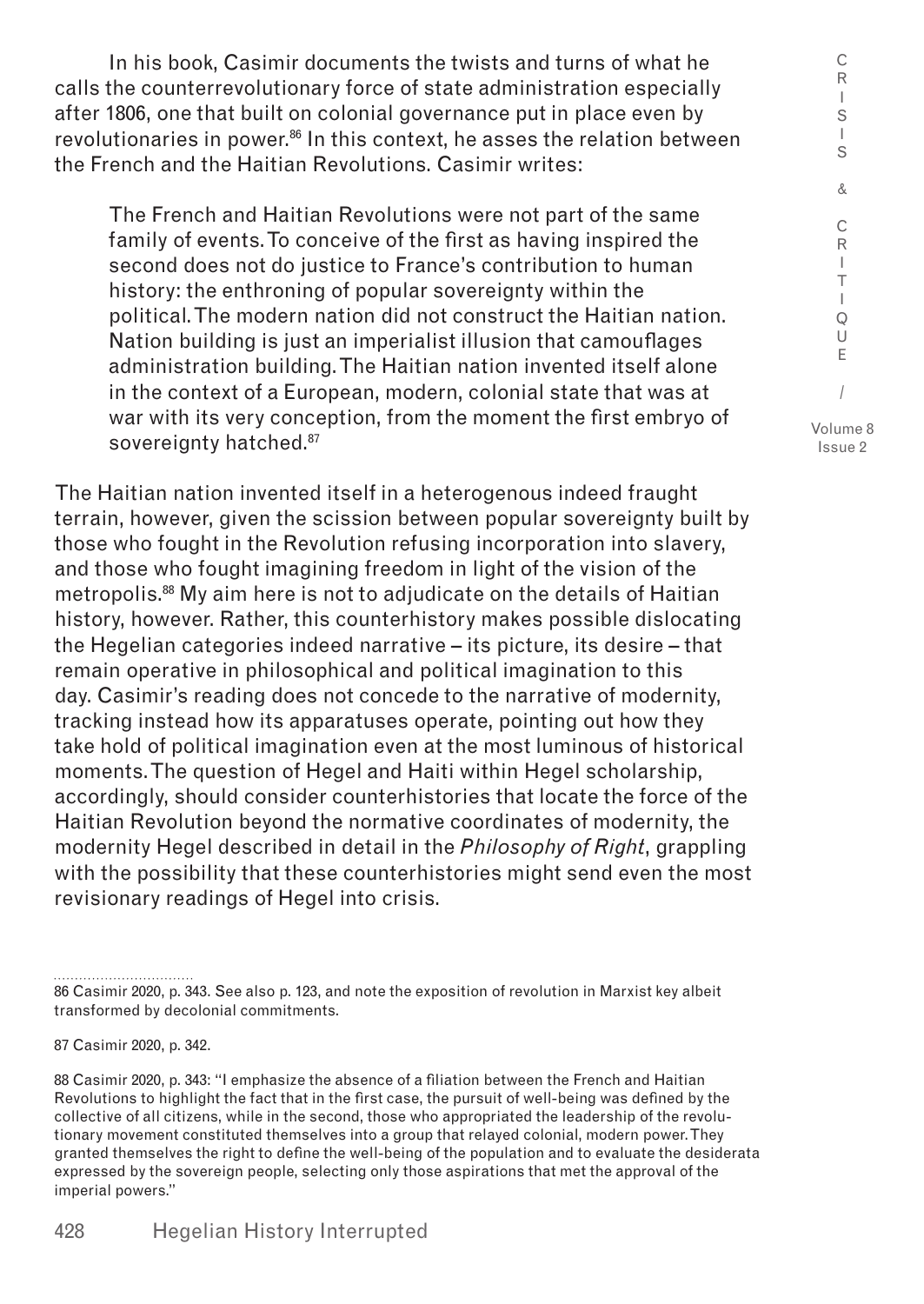In his book, Casimir documents the twists and turns of what he calls the counterrevolutionary force of state administration especially after 1806, one that built on colonial governance put in place even by revolutionaries in power.[86] In this context, he asses the relation between the French and the Haitian Revolutions. Casimir writes:

> The French and Haitian Revolutions were not part of the same family of events. To conceive of the first as having inspired the second does not do justice to France's contribution to human history: the enthroning of popular sovereignty within the political. The modern nation did not construct the Haitian nation. Nation building is just an imperialist illusion that camouflages administration building. The Haitian nation invented itself alone in the context of a European, modern, colonial state that was at war with its very conception, from the moment the first embryo of sovereignty hatched.[87]

The Haitian nation invented itself in a heterogenous indeed fraught terrain, however, given the scission between popular sovereignty built by those who fought in the Revolution refusing incorporation into slavery, and those who fought imagining freedom in light of the vision of the metropolis.[88] My aim here is not to adjudicate on the details of Haitian history, however. Rather, this counterhistory makes possible dislocating the Hegelian categories indeed narrative – its picture, its desire – that remain operative in philosophical and political imagination to this day. Casimir's reading does not concede to the narrative of modernity, tracking instead how its apparatuses operate, pointing out how they take hold of political imagination even at the most luminous of historical moments. The question of Hegel and Haiti within Hegel scholarship, accordingly, should consider counterhistories that locate the force of the Haitian Revolution beyond the normative coordinates of modernity, the modernity Hegel described in detail in the *Philosophy of Right*, grappling with the possibility that these counterhistories might send even the most revisionary readings of Hegel into crisis.

---

86 Casimir 2020, p. 343. See also p. 123, and note the exposition of revolution in Marxist key albeit transformed by decolonial commitments.

87 Casimir 2020, p. 342.

88 Casimir 2020, p. 343: "I emphasize the absence of a filiation between the French and Haitian Revolutions to highlight the fact that in the first case, the pursuit of well-being was defined by the collective of all citizens, while in the second, those who appropriated the leadership of the revolutionary movement constituted themselves into a group that relayed colonial, modern power. They granted themselves the right to define the well-being of the population and to evaluate the desiderata expressed by the sovereign people, selecting only those aspirations that met the approval of the imperial powers."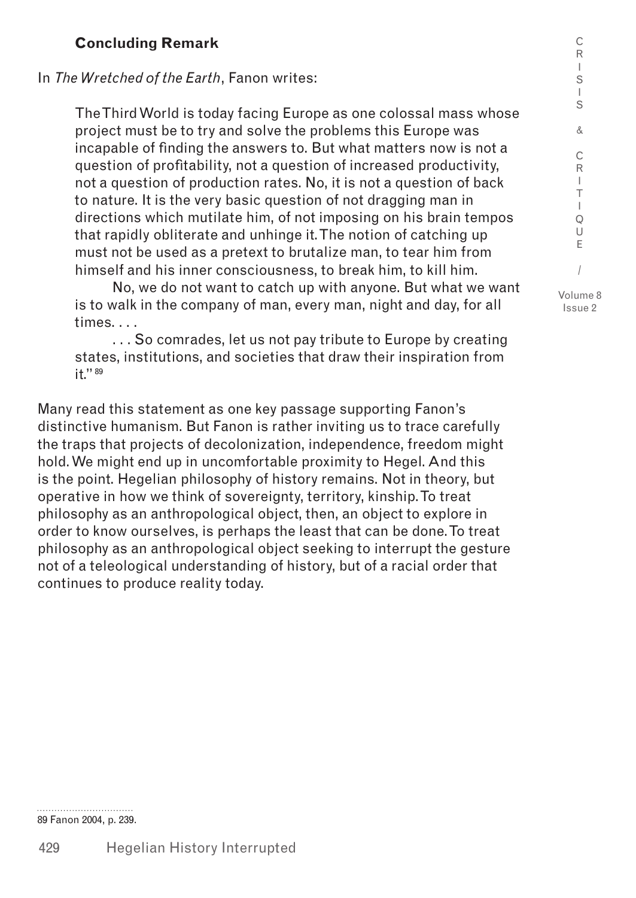### Concluding Remark

In *The Wretched of the Earth*, Fanon writes:

> The Third World is today facing Europe as one colossal mass whose project must be to try and solve the problems this Europe was incapable of finding the answers to. But what matters now is not a question of profitability, not a question of increased productivity, not a question of production rates. No, it is not a question of back to nature. It is the very basic question of not dragging man in directions which mutilate him, of not imposing on his brain tempos that rapidly obliterate and unhinge it. The notion of catching up must not be used as a pretext to brutalize man, to tear him from himself and his inner consciousness, to break him, to kill him.
>
> No, we do not want to catch up with anyone. But what we want is to walk in the company of man, every man, night and day, for all times. . . .
>
> . . . So comrades, let us not pay tribute to Europe by creating states, institutions, and societies that draw their inspiration from it." [89]

Many read this statement as one key passage supporting Fanon's distinctive humanism. But Fanon is rather inviting us to trace carefully the traps that projects of decolonization, independence, freedom might hold. We might end up in uncomfortable proximity to Hegel. And this is the point. Hegelian philosophy of history remains. Not in theory, but operative in how we think of sovereignty, territory, kinship. To treat philosophy as an anthropological object, then, an object to explore in order to know ourselves, is perhaps the least that can be done. To treat philosophy as an anthropological object seeking to interrupt the gesture not of a teleological understanding of history, but of a racial order that continues to produce reality today.

89 Fanon 2004, p. 239.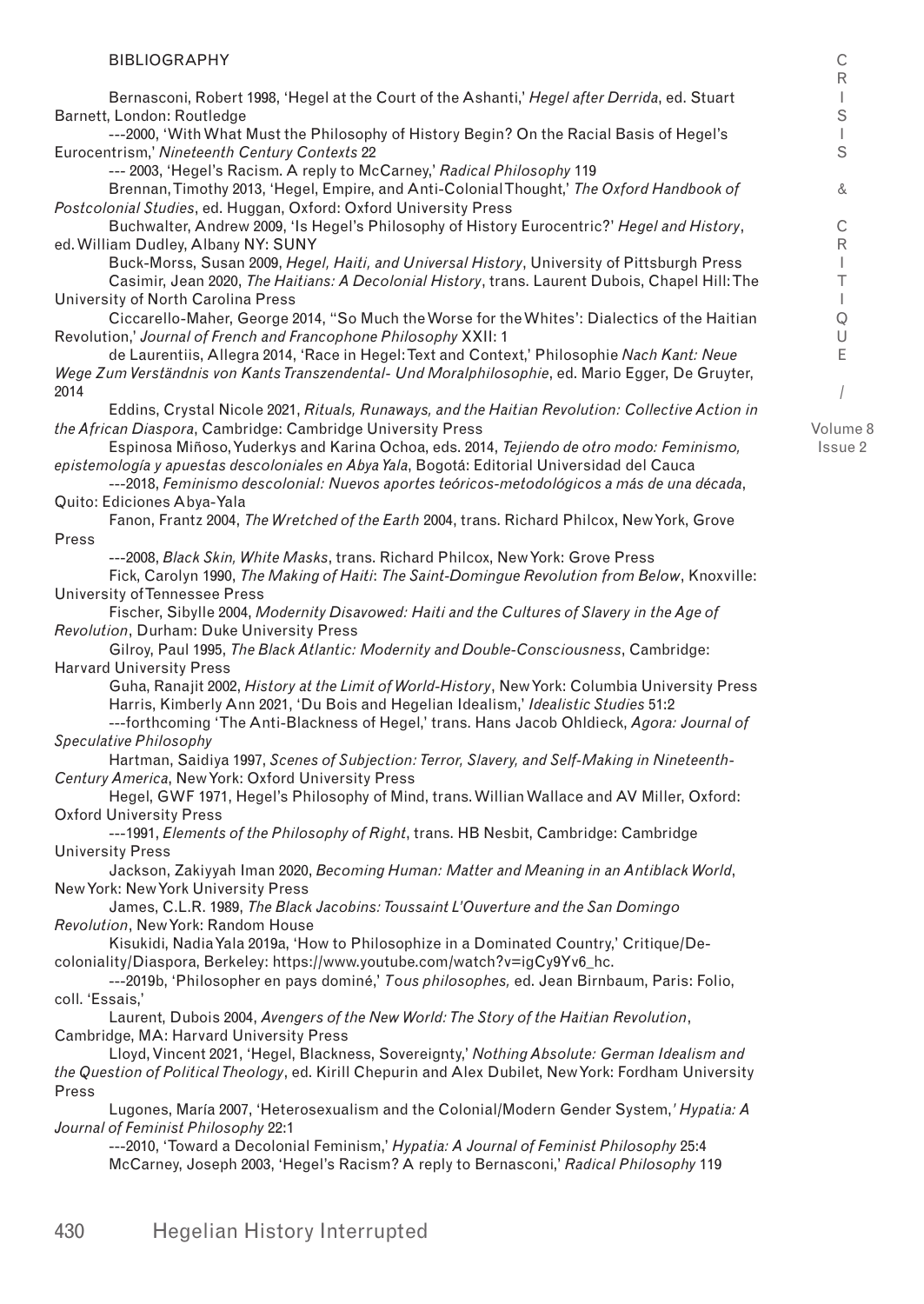## BIBLIOGRAPHY

Bernasconi, Robert 1998, 'Hegel at the Court of the Ashanti,' *Hegel after Derrida*, ed. Stuart Barnett, London: Routledge

---2000, 'With What Must the Philosophy of History Begin? On the Racial Basis of Hegel's Eurocentrism,' *Nineteenth Century Contexts* 22

--- 2003, 'Hegel's Racism. A reply to McCarney,' *Radical Philosophy* 119

Brennan, Timothy 2013, 'Hegel, Empire, and Anti-Colonial Thought,' *The Oxford Handbook of Postcolonial Studies*, ed. Huggan, Oxford: Oxford University Press

Buchwalter, Andrew 2009, 'Is Hegel's Philosophy of History Eurocentric?' *Hegel and History*, ed. William Dudley, Albany NY: SUNY

Buck-Morss, Susan 2009, *Hegel, Haiti, and Universal History*, University of Pittsburgh Press

Casimir, Jean 2020, *The Haitians: A Decolonial History*, trans. Laurent Dubois, Chapel Hill: The University of North Carolina Press

Ciccarello-Maher, George 2014, ''So Much the Worse for the Whites': Dialectics of the Haitian Revolution,' *Journal of French and Francophone Philosophy* XXII: 1

de Laurentiis, Allegra 2014, 'Race in Hegel: Text and Context,' Philosophie *Nach Kant: Neue Wege Zum Verständnis von Kants Transzendental- Und Moralphilosophie*, ed. Mario Egger, De Gruyter, 2014

Eddins, Crystal Nicole 2021, *Rituals, Runaways, and the Haitian Revolution: Collective Action in the African Diaspora*, Cambridge: Cambridge University Press

Espinosa Miñoso, Yuderkys and Karina Ochoa, eds. 2014, *Tejiendo de otro modo: Feminismo, epistemología y apuestas descoloniales en Abya Yala*, Bogotá: Editorial Universidad del Cauca

---2018, *Feminismo descolonial: Nuevos aportes teóricos-metodológicos a más de una década*, Quito: Ediciones Abya-Yala

Fanon, Frantz 2004, *The Wretched of the Earth* 2004, trans. Richard Philcox, New York, Grove Press

---2008, *Black Skin, White Masks*, trans. Richard Philcox, New York: Grove Press

Fick, Carolyn 1990, *The Making of Haiti*: *The Saint-Domingue Revolution from Below*, Knoxville: University of Tennessee Press

Fischer, Sibylle 2004, *Modernity Disavowed: Haiti and the Cultures of Slavery in the Age of Revolution*, Durham: Duke University Press

Gilroy, Paul 1995, *The Black Atlantic: Modernity and Double-Consciousness*, Cambridge: Harvard University Press

Guha, Ranajit 2002, *History at the Limit of World-History*, New York: Columbia University Press

Harris, Kimberly Ann 2021, 'Du Bois and Hegelian Idealism,' *Idealistic Studies* 51:2

---forthcoming 'The Anti-Blackness of Hegel,' trans. Hans Jacob Ohldieck, *Agora: Journal of Speculative Philosophy*

Hartman, Saidiya 1997, *Scenes of Subjection: Terror, Slavery, and Self-Making in Nineteenth-Century America*, New York: Oxford University Press

Hegel, GWF 1971, Hegel's Philosophy of Mind, trans. Willian Wallace and AV Miller, Oxford: Oxford University Press

---1991, *Elements of the Philosophy of Right*, trans. HB Nesbit, Cambridge: Cambridge University Press

Jackson, Zakiyyah Iman 2020, *Becoming Human: Matter and Meaning in an Antiblack World*, New York: New York University Press

James, C.L.R. 1989, *The Black Jacobins: Toussaint L'Ouverture and the San Domingo Revolution*, New York: Random House

Kisukidi, Nadia Yala 2019a, 'How to Philosophize in a Dominated Country,' Critique/Decoloniality/Diaspora, Berkeley: https://www.youtube.com/watch?v=igCy9Yv6_hc.

---2019b, 'Philosopher en pays dominé,' *Tous philosophes,* ed. Jean Birnbaum, Paris: Folio, coll. 'Essais,'

Laurent, Dubois 2004, *Avengers of the New World: The Story of the Haitian Revolution*, Cambridge, MA: Harvard University Press

Lloyd, Vincent 2021, 'Hegel, Blackness, Sovereignty,' *Nothing Absolute: German Idealism and the Question of Political Theology*, ed. Kirill Chepurin and Alex Dubilet, New York: Fordham University Press

Lugones, María 2007, 'Heterosexualism and the Colonial/Modern Gender System,' *Hypatia: A Journal of Feminist Philosophy* 22:1

---2010, 'Toward a Decolonial Feminism,' *Hypatia: A Journal of Feminist Philosophy* 25:4

McCarney, Joseph 2003, 'Hegel's Racism? A reply to Bernasconi,' *Radical Philosophy* 119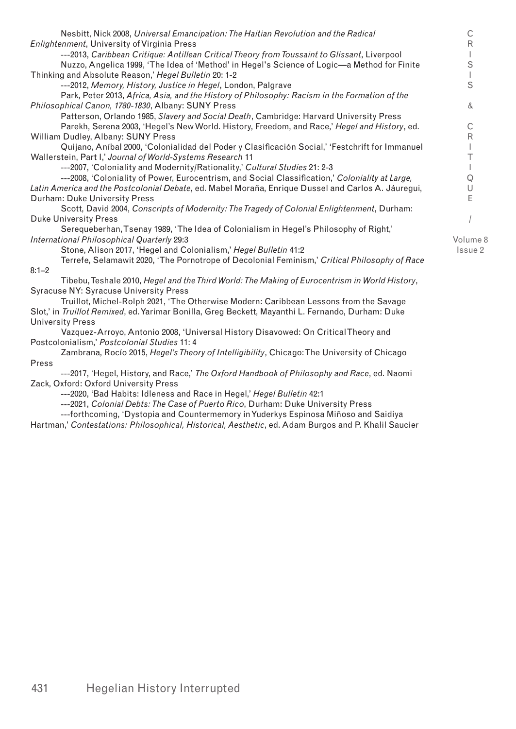Nesbitt, Nick 2008, *Universal Emancipation: The Haitian Revolution and the Radical Enlightenment*, University of Virginia Press

---2013, *Caribbean Critique: Antillean Critical Theory from Toussaint to Glissant*, Liverpool

Nuzzo, Angelica 1999, 'The Idea of 'Method' in Hegel's Science of Logic—a Method for Finite Thinking and Absolute Reason,' *Hegel Bulletin* 20: 1-2

---2012, *Memory, History, Justice in Hegel*, London, Palgrave

Park, Peter 2013, *Africa, Asia, and the History of Philosophy: Racism in the Formation of the Philosophical Canon, 1780-1830*, Albany: SUNY Press

Patterson, Orlando 1985, *Slavery and Social Death*, Cambridge: Harvard University Press

Parekh, Serena 2003, 'Hegel's New World. History, Freedom, and Race,' *Hegel and History*, ed. William Dudley, Albany: SUNY Press

Quijano, Aníbal 2000, 'Colonialidad del Poder y Clasificación Social,' 'Festchrift for Immanuel Wallerstein, Part I,' *Journal of World-Systems Research* 11

---2007, 'Coloniality and Modernity/Rationality,' *Cultural Studies* 21: 2-3

---2008, 'Coloniality of Power, Eurocentrism, and Social Classification,' *Coloniality at Large, Latin America and the Postcolonial Debate*, ed. Mabel Moraña, Enrique Dussel and Carlos A. Jáuregui, Durham: Duke University Press

Scott, David 2004, *Conscripts of Modernity: The Tragedy of Colonial Enlightenment*, Durham: Duke University Press

Serequeberhan, Tsenay 1989, 'The Idea of Colonialism in Hegel's Philosophy of Right,' *International Philosophical Quarterly* 29:3

Stone, Alison 2017, 'Hegel and Colonialism,' *Hegel Bulletin* 41:2

Terrefe, Selamawit 2020, 'The Pornotrope of Decolonial Feminism,' *Critical Philosophy of Race* 8:1–2

Tibebu, Teshale 2010, *Hegel and the Third World: The Making of Eurocentrism in World History*, Syracuse NY: Syracuse University Press

Truillot, Michel-Rolph 2021, 'The Otherwise Modern: Caribbean Lessons from the Savage Slot,' in *Truillot Remixed*, ed. Yarimar Bonilla, Greg Beckett, Mayanthi L. Fernando, Durham: Duke University Press

Vazquez-Arroyo, Antonio 2008, 'Universal History Disavowed: On Critical Theory and Postcolonialism,' *Postcolonial Studies* 11: 4

Zambrana, Rocío 2015, *Hegel's Theory of Intelligibility*, Chicago: The University of Chicago Press

---2017, 'Hegel, History, and Race,' *The Oxford Handbook of Philosophy and Race*, ed. Naomi Zack, Oxford: Oxford University Press

---2020, 'Bad Habits: Idleness and Race in Hegel,' *Hegel Bulletin* 42:1

---2021, *Colonial Debts: The Case of Puerto Rico*, Durham: Duke University Press

---forthcoming, 'Dystopia and Countermemory in Yuderkys Espinosa Miñoso and Saidiya Hartman,' *Contestations: Philosophical, Historical, Aesthetic*, ed. Adam Burgos and P. Khalil Saucier